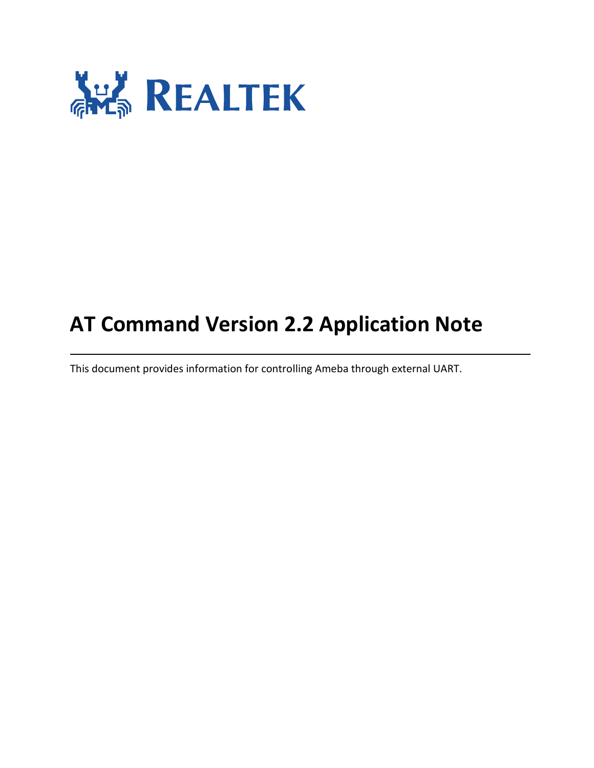# AT Command Version 2.2 Application Note

---

This document provides information for controlling Ameba through external UART.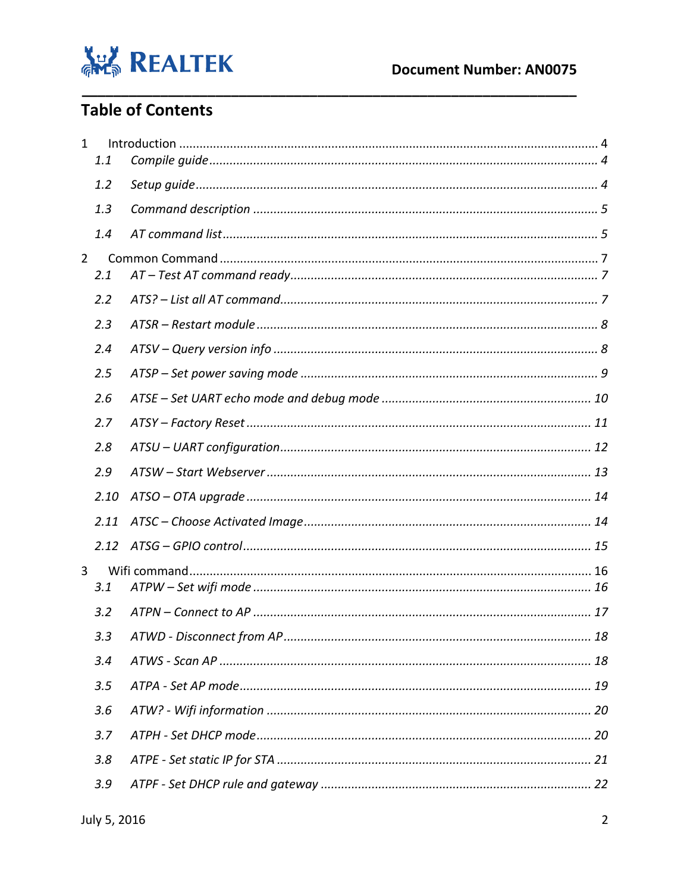# Table of Contents

1 Introduction ........................................................................................................... 4
  *1.1 Compile guide* ................................................................................................. 4
  *1.2 Setup guide* ..................................................................................................... 4
  *1.3 Command description* .................................................................................... 5
  *1.4 AT command list* ............................................................................................. 5

2 Common Command ................................................................................................ 7
  *2.1 AT – Test AT command ready* ......................................................................... 7
  *2.2 ATS? – List all AT command* ............................................................................ 7
  *2.3 ATSR – Restart module* ................................................................................... 8
  *2.4 ATSV – Query version info* .............................................................................. 8
  *2.5 ATSP – Set power saving mode* ...................................................................... 9
  *2.6 ATSE – Set UART echo mode and debug mode* ............................................ 10
  *2.7 ATSY – Factory Reset* .................................................................................... 11
  *2.8 ATSU – UART configuration* .......................................................................... 12
  *2.9 ATSW – Start Webserver* ............................................................................... 13
  *2.10 ATSO – OTA upgrade* .................................................................................. 14
  *2.11 ATSC – Choose Activated Image* ................................................................. 14
  *2.12 ATSG – GPIO control* ................................................................................... 15

3 Wifi command ........................................................................................................ 16
  *3.1 ATPW – Set wifi mode* ................................................................................... 16
  *3.2 ATPN – Connect to AP* ................................................................................... 17
  *3.3 ATWD - Disconnect from AP* ......................................................................... 18
  *3.4 ATWS - Scan AP* ............................................................................................. 18
  *3.5 ATPA - Set AP mode* ...................................................................................... 19
  *3.6 ATW? - Wifi information* .............................................................................. 20
  *3.7 ATPH - Set DHCP mode* ................................................................................. 20
  *3.8 ATPE - Set static IP for STA* ........................................................................... 21
  *3.9 ATPF - Set DHCP rule and gateway* ............................................................... 22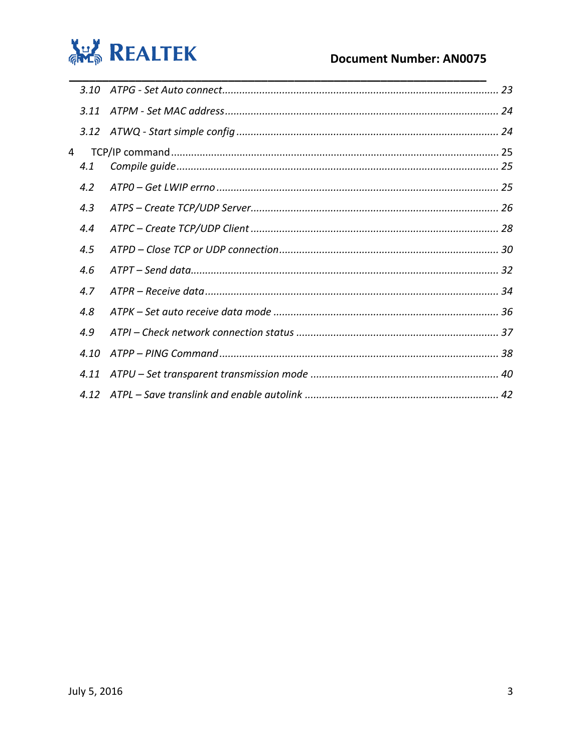3.10 ATPG - Set Auto connect ........................................................................................ 23

3.11 ATPM - Set MAC address ........................................................................................ 24

3.12 ATWQ - Start simple config ........................................................................................ 24

4 TCP/IP command ........................................................................................ 25

4.1 Compile guide ........................................................................................ 25

4.2 ATP0 – Get LWIP errno ........................................................................................ 25

4.3 ATPS – Create TCP/UDP Server ........................................................................................ 26

4.4 ATPC – Create TCP/UDP Client ........................................................................................ 28

4.5 ATPD – Close TCP or UDP connection ........................................................................................ 30

4.6 ATPT – Send data ........................................................................................ 32

4.7 ATPR – Receive data ........................................................................................ 34

4.8 ATPK – Set auto receive data mode ........................................................................................ 36

4.9 ATPI – Check network connection status ........................................................................................ 37

4.10 ATPP – PING Command ........................................................................................ 38

4.11 ATPU – Set transparent transmission mode ........................................................................................ 40

4.12 ATPL – Save translink and enable autolink ........................................................................................ 42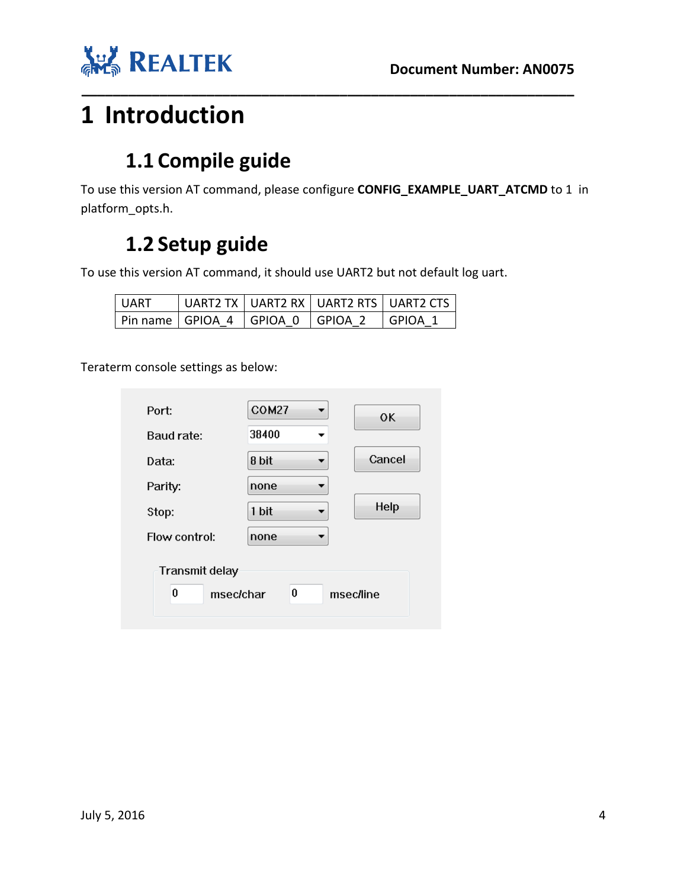# 1 Introduction

## 1.1 Compile guide

To use this version AT command, please configure **CONFIG_EXAMPLE_UART_ATCMD** to 1 in platform_opts.h.

## 1.2 Setup guide

To use this version AT command, it should use UART2 but not default log uart.

| UART | UART2 TX | UART2 RX | UART2 RTS | UART2 CTS |
|---|---|---|---|---|
| Pin name | GPIOA_4 | GPIOA_0 | GPIOA_2 | GPIOA_1 |

Teraterm console settings as below:

| Setting | Value |
|---|---|
| Port: | COM27 |
| Baud rate: | 38400 |
| Data: | 8 bit |
| Parity: | none |
| Stop: | 1 bit |
| Flow control: | none |

Transmit delay: 0 msec/char, 0 msec/line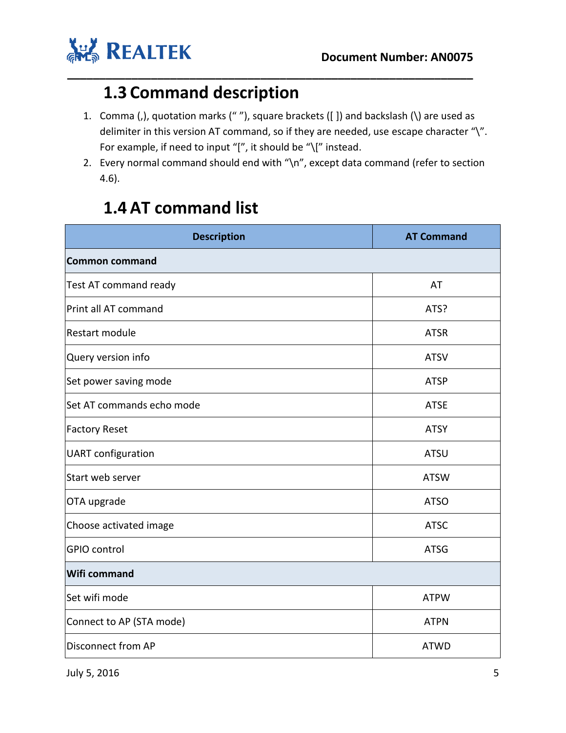## 1.3 Command description

1. Comma (,), quotation marks (" "), square brackets ([ ]) and backslash (\) are used as delimiter in this version AT command, so if they are needed, use escape character "\". For example, if need to input "[", it should be "\[" instead.
2. Every normal command should end with "\n", except data command (refer to section 4.6).

## 1.4 AT command list

| Description | AT Command |
|---|---|
| **Common command** | |
| Test AT command ready | AT |
| Print all AT command | ATS? |
| Restart module | ATSR |
| Query version info | ATSV |
| Set power saving mode | ATSP |
| Set AT commands echo mode | ATSE |
| Factory Reset | ATSY |
| UART configuration | ATSU |
| Start web server | ATSW |
| OTA upgrade | ATSO |
| Choose activated image | ATSC |
| GPIO control | ATSG |
| **Wifi command** | |
| Set wifi mode | ATPW |
| Connect to AP (STA mode) | ATPN |
| Disconnect from AP | ATWD |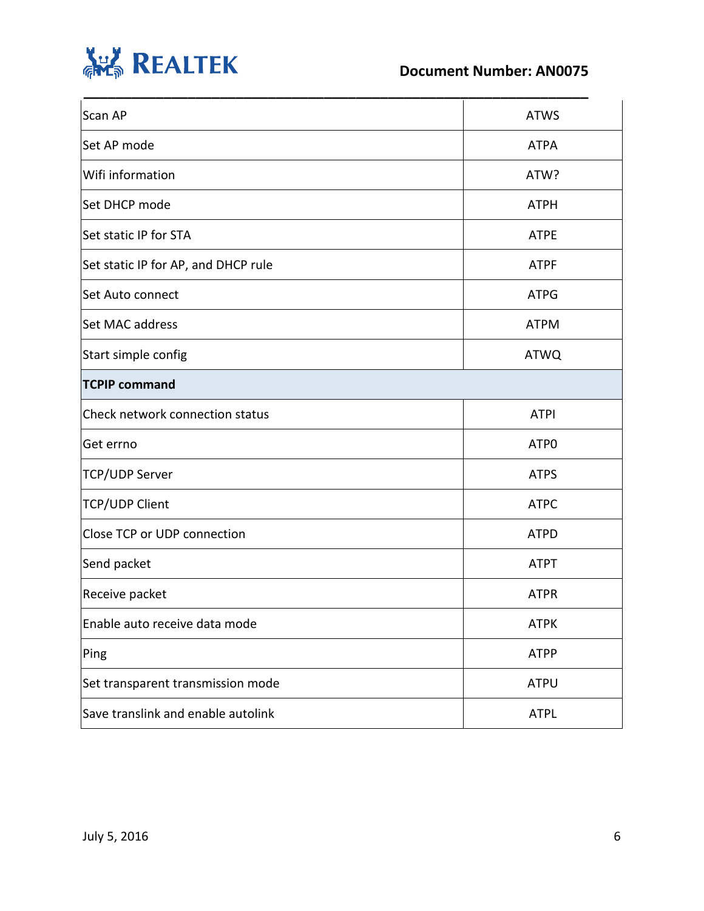| | |
|---|---|
| Scan AP | ATWS |
| Set AP mode | ATPA |
| Wifi information | ATW? |
| Set DHCP mode | ATPH |
| Set static IP for STA | ATPE |
| Set static IP for AP, and DHCP rule | ATPF |
| Set Auto connect | ATPG |
| Set MAC address | ATPM |
| Start simple config | ATWQ |
| **TCPIP command** | |
| Check network connection status | ATPI |
| Get errno | ATP0 |
| TCP/UDP Server | ATPS |
| TCP/UDP Client | ATPC |
| Close TCP or UDP connection | ATPD |
| Send packet | ATPT |
| Receive packet | ATPR |
| Enable auto receive data mode | ATPK |
| Ping | ATPP |
| Set transparent transmission mode | ATPU |
| Save translink and enable autolink | ATPL |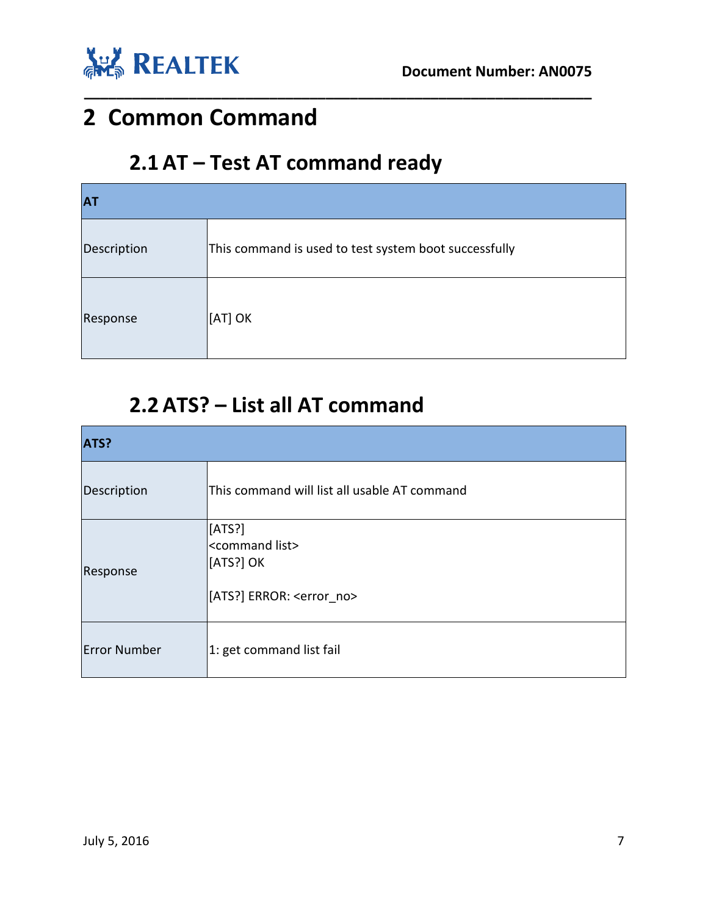# 2 Common Command

## 2.1 AT – Test AT command ready

| AT | |
|---|---|
| Description | This command is used to test system boot successfully |
| Response | [AT] OK |

## 2.2 ATS? – List all AT command

| ATS? | |
|---|---|
| Description | This command will list all usable AT command |
| Response | [ATS?]<br><command list><br>[ATS?] OK<br><br>[ATS?] ERROR: <error_no> |
| Error Number | 1: get command list fail |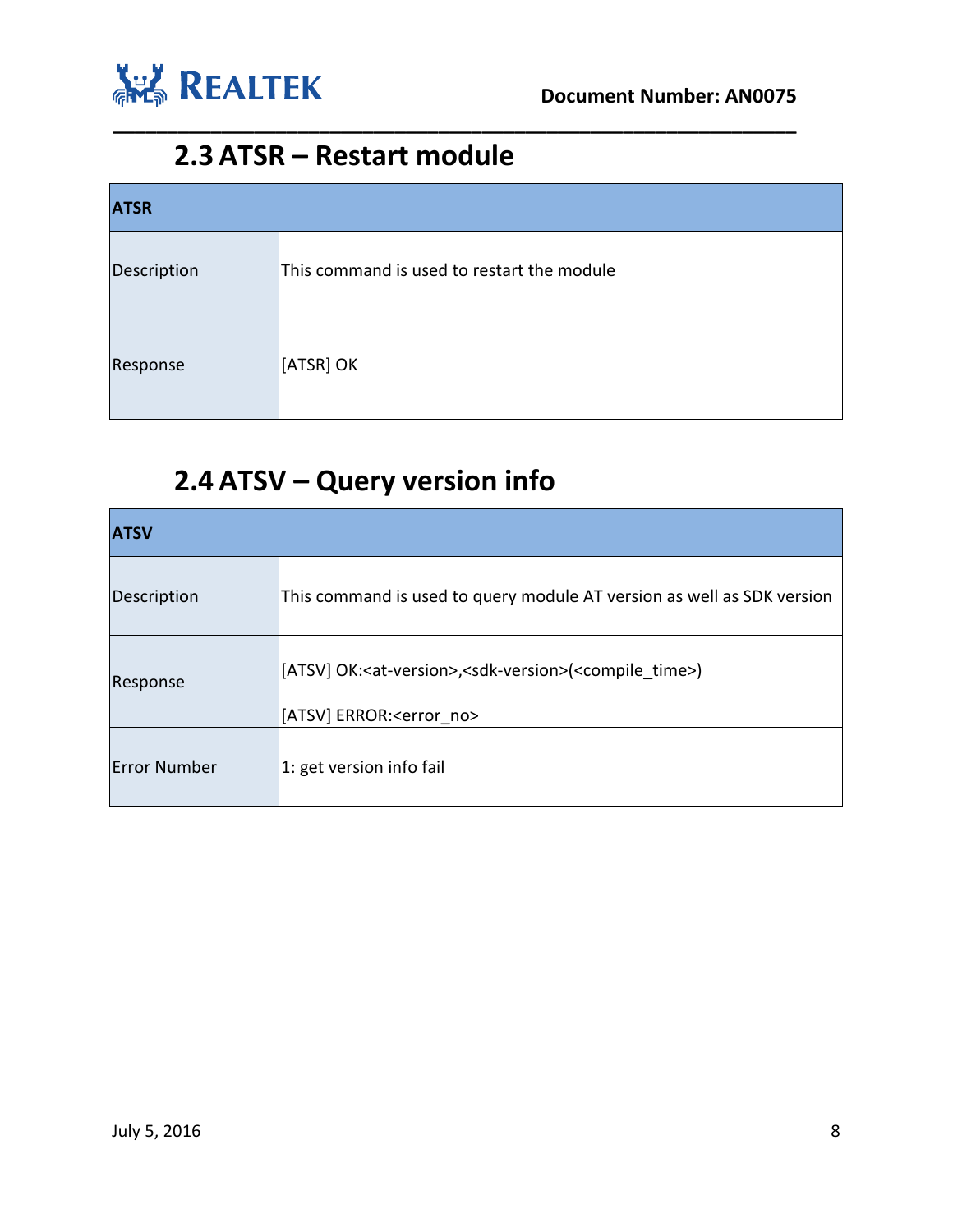## 2.3 ATSR – Restart module

| ATSR | |
|---|---|
| Description | This command is used to restart the module |
| Response | [ATSR] OK |

## 2.4 ATSV – Query version info

| ATSV | |
|---|---|
| Description | This command is used to query module AT version as well as SDK version |
| Response | [ATSV] OK:<at-version>,<sdk-version>(<compile_time>)<br>[ATSV] ERROR:<error_no> |
| Error Number | 1: get version info fail |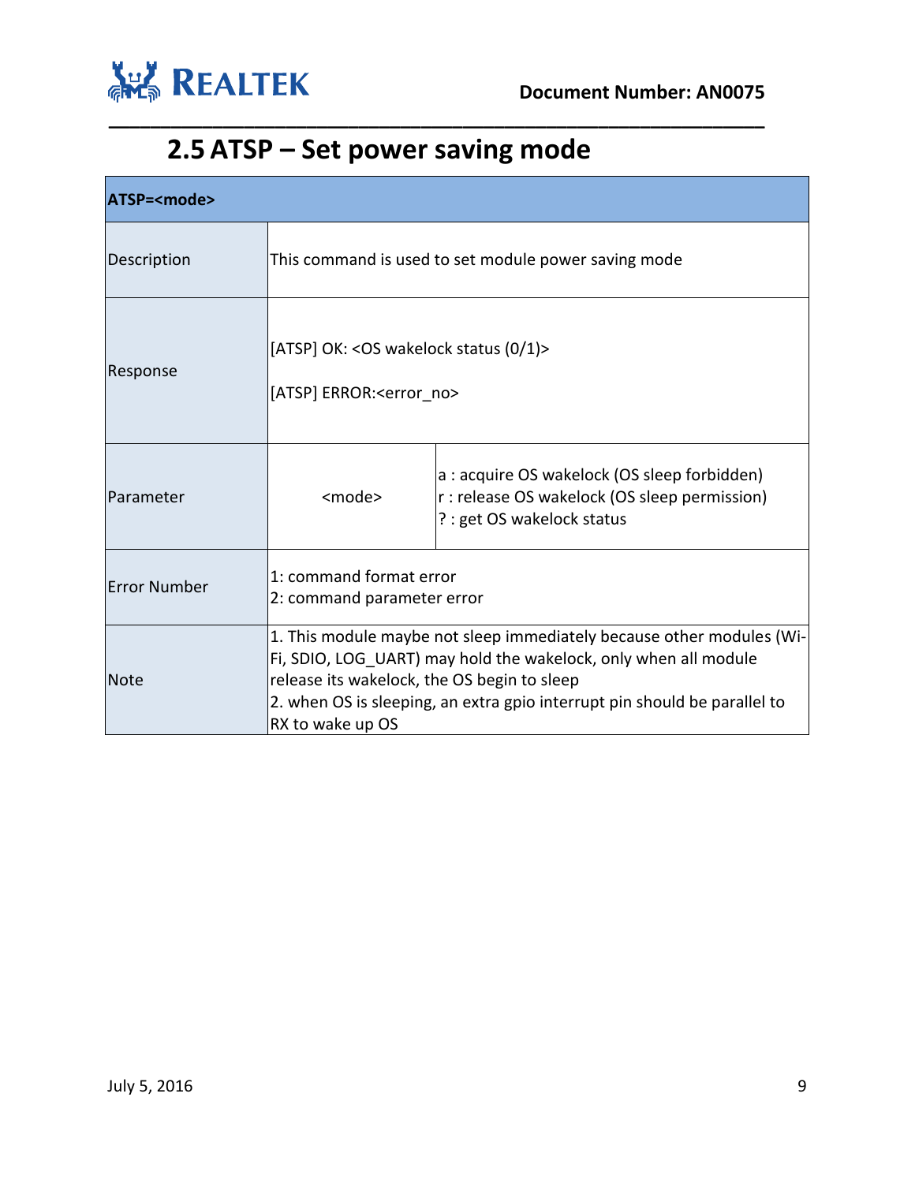## 2.5 ATSP – Set power saving mode

| **ATSP=<mode>** | | |
|---|---|---|
| Description | This command is used to set module power saving mode | |
| Response | [ATSP] OK: <OS wakelock status (0/1)><br><br>[ATSP] ERROR:<error_no> | |
| Parameter | <mode> | a : acquire OS wakelock (OS sleep forbidden)<br>r : release OS wakelock (OS sleep permission)<br>? : get OS wakelock status |
| Error Number | 1: command format error<br>2: command parameter error | |
| Note | 1. This module maybe not sleep immediately because other modules (Wi-Fi, SDIO, LOG_UART) may hold the wakelock, only when all module release its wakelock, the OS begin to sleep<br>2. when OS is sleeping, an extra gpio interrupt pin should be parallel to RX to wake up OS | |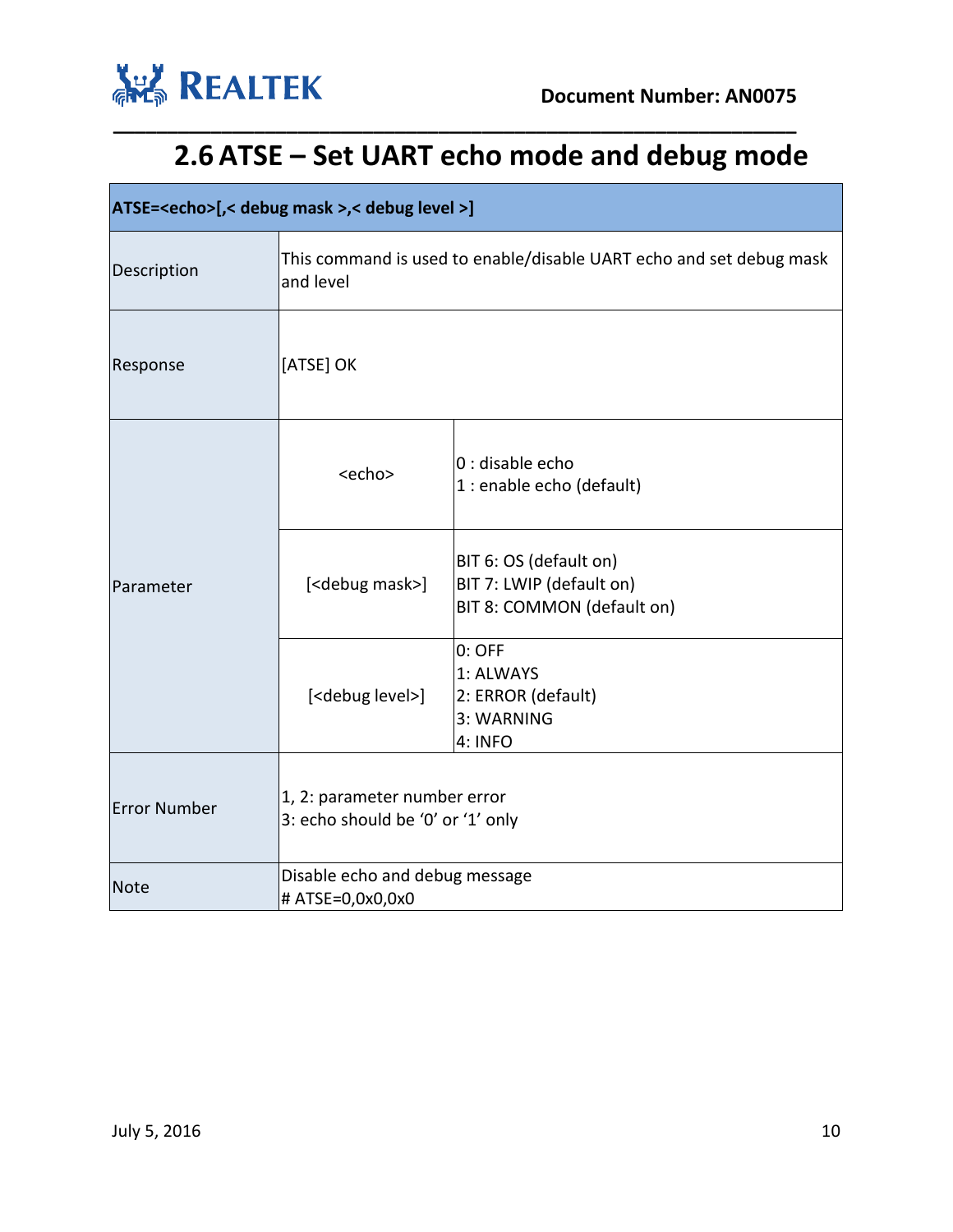## 2.6 ATSE – Set UART echo mode and debug mode

| ATSE=<echo>[,< debug mask >,< debug level >] | | |
|---|---|---|
| Description | This command is used to enable/disable UART echo and set debug mask and level | |
| Response | [ATSE] OK | |
| Parameter | <echo> | 0 : disable echo<br>1 : enable echo (default) |
| | [<debug mask>] | BIT 6: OS (default on)<br>BIT 7: LWIP (default on)<br>BIT 8: COMMON (default on) |
| | [<debug level>] | 0: OFF<br>1: ALWAYS<br>2: ERROR (default)<br>3: WARNING<br>4: INFO |
| Error Number | 1, 2: parameter number error<br>3: echo should be '0' or '1' only | |
| Note | Disable echo and debug message<br># ATSE=0,0x0,0x0 | |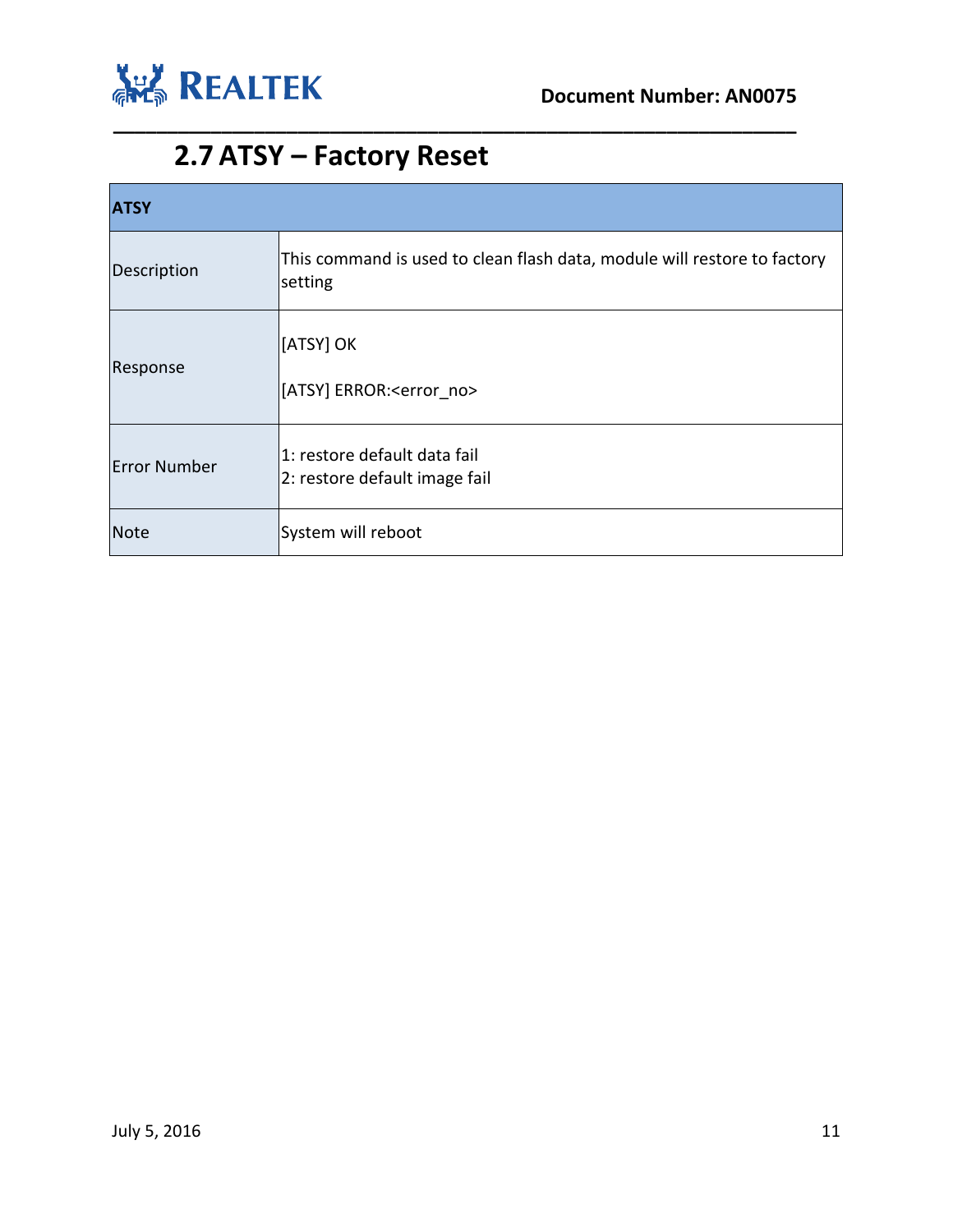## 2.7 ATSY – Factory Reset

| ATSY | |
|---|---|
| Description | This command is used to clean flash data, module will restore to factory setting |
| Response | [ATSY] OK<br><br>[ATSY] ERROR:<error_no> |
| Error Number | 1: restore default data fail<br>2: restore default image fail |
| Note | System will reboot |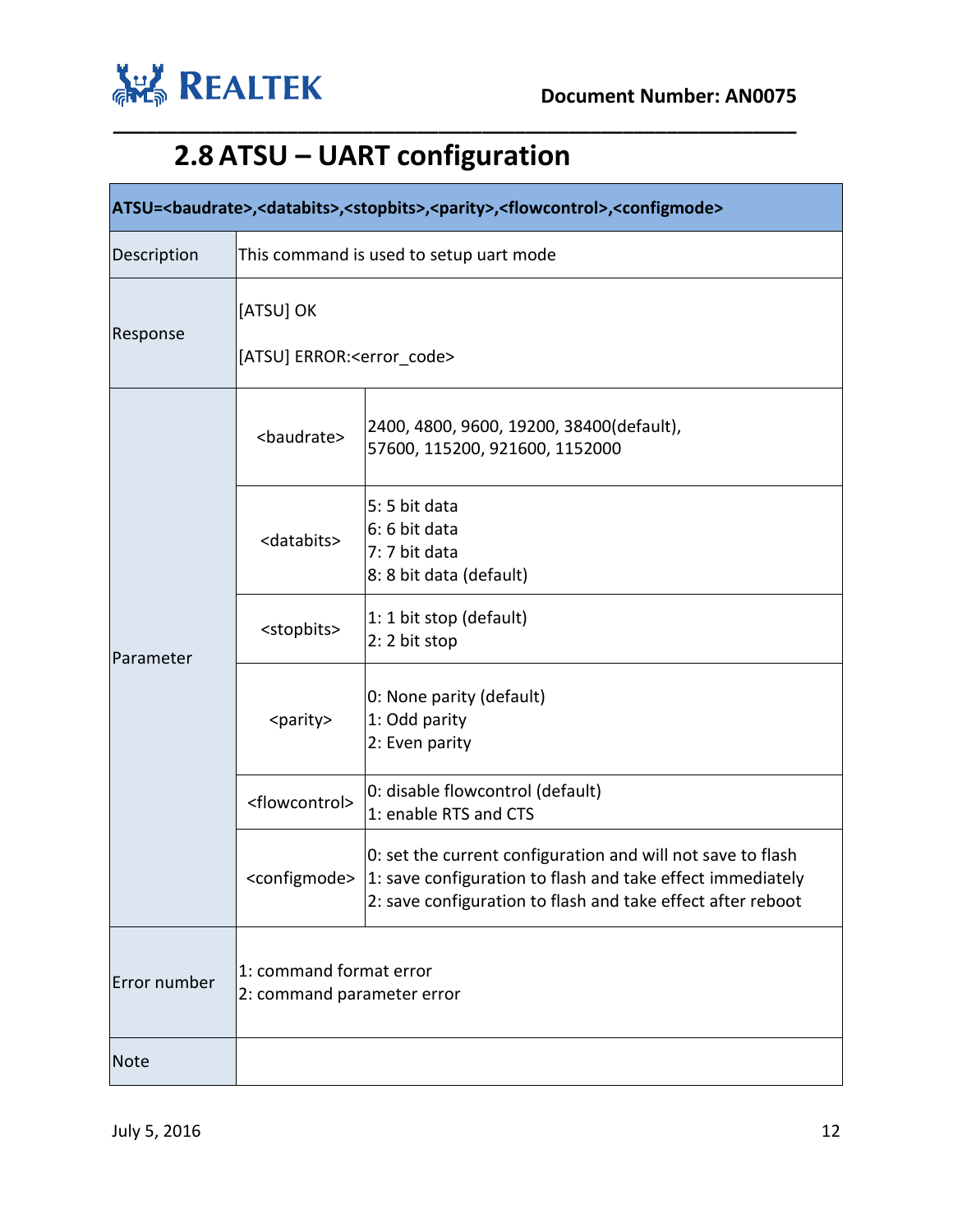## 2.8 ATSU – UART configuration

| ATSU=<baudrate>,<databits>,<stopbits>,<parity>,<flowcontrol>,<configmode> | | |
|---|---|---|
| Description | This command is used to setup uart mode | |
| Response | [ATSU] OK<br><br>[ATSU] ERROR:<error_code> | |
| Parameter | <baudrate> | 2400, 4800, 9600, 19200, 38400(default), 57600, 115200, 921600, 1152000 |
| | <databits> | 5: 5 bit data<br>6: 6 bit data<br>7: 7 bit data<br>8: 8 bit data (default) |
| | <stopbits> | 1: 1 bit stop (default)<br>2: 2 bit stop |
| | <parity> | 0: None parity (default)<br>1: Odd parity<br>2: Even parity |
| | <flowcontrol> | 0: disable flowcontrol (default)<br>1: enable RTS and CTS |
| | <configmode> | 0: set the current configuration and will not save to flash<br>1: save configuration to flash and take effect immediately<br>2: save configuration to flash and take effect after reboot |
| Error number | 1: command format error<br>2: command parameter error | |
| Note | | |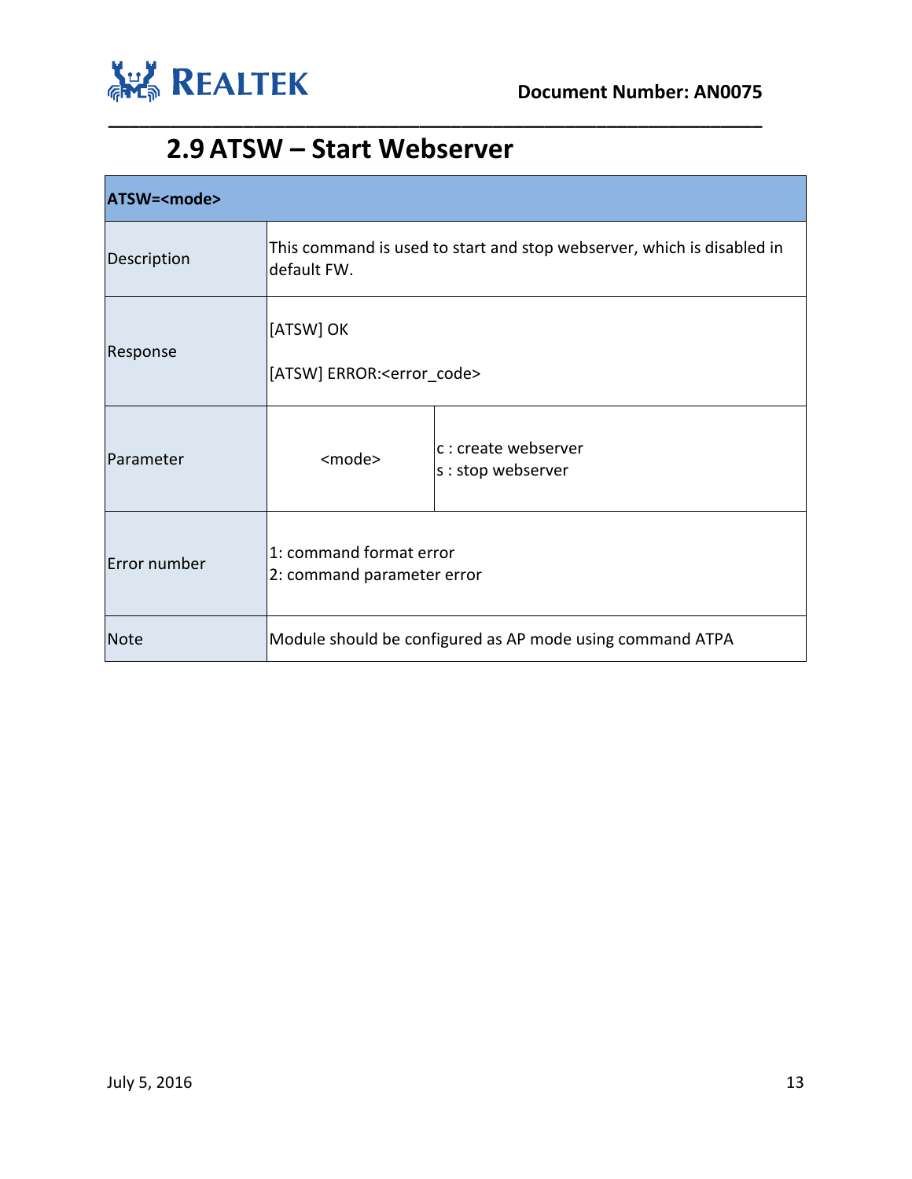## 2.9 ATSW – Start Webserver

| ATSW=<mode> | | |
|---|---|---|
| Description | This command is used to start and stop webserver, which is disabled in default FW. | |
| Response | [ATSW] OK<br><br>[ATSW] ERROR:<error_code> | |
| Parameter | <mode> | c : create webserver<br>s : stop webserver |
| Error number | 1: command format error<br>2: command parameter error | |
| Note | Module should be configured as AP mode using command ATPA | |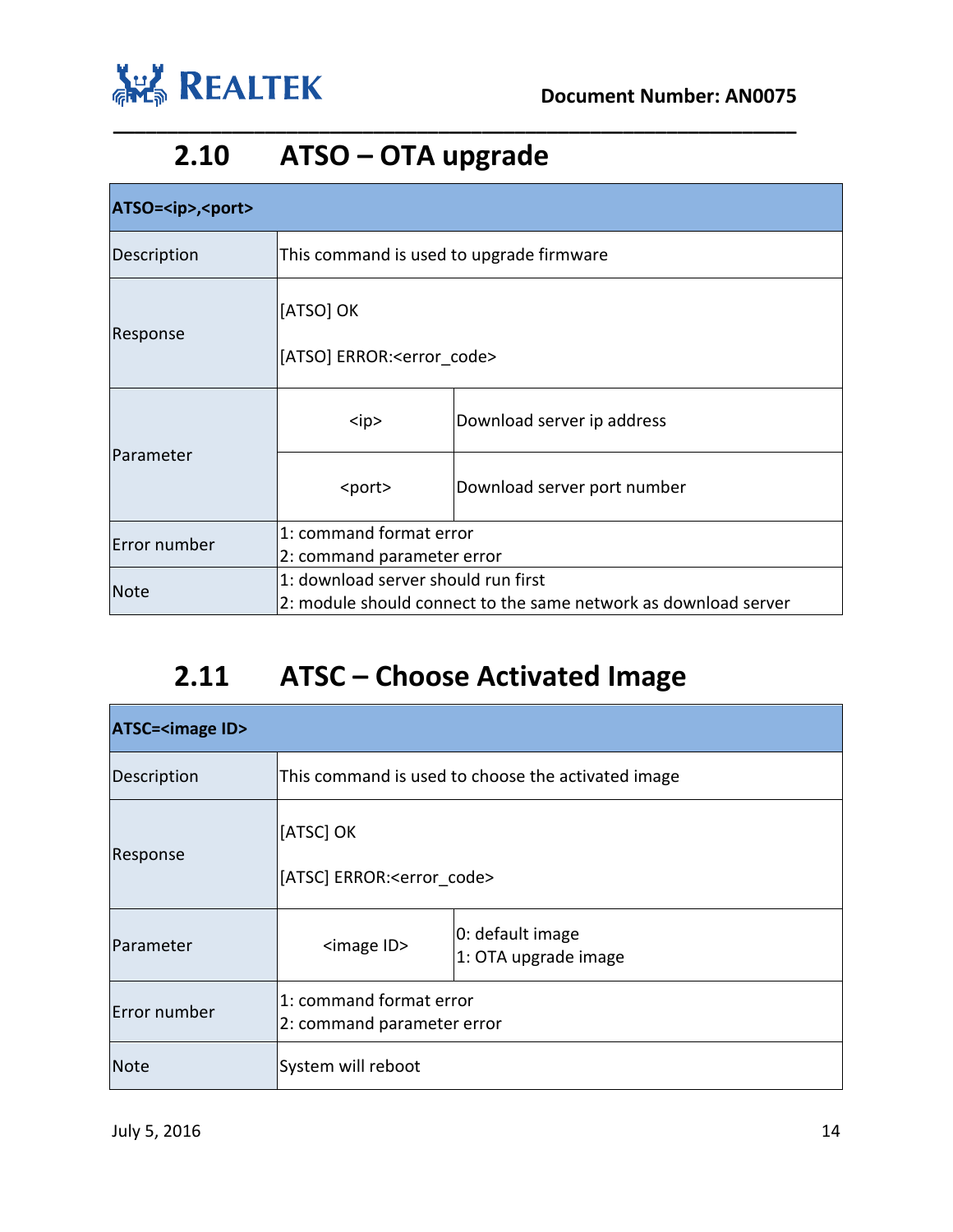## 2.10 ATSO – OTA upgrade

| **ATSO=<ip>,<port>** | | |
|---|---|---|
| Description | This command is used to upgrade firmware | |
| Response | [ATSO] OK<br><br>[ATSO] ERROR:<error_code> | |
| Parameter | <ip> | Download server ip address |
| | <port> | Download server port number |
| Error number | 1: command format error<br>2: command parameter error | |
| Note | 1: download server should run first<br>2: module should connect to the same network as download server | |

## 2.11 ATSC – Choose Activated Image

| **ATSC=<image ID>** | | |
|---|---|---|
| Description | This command is used to choose the activated image | |
| Response | [ATSC] OK<br><br>[ATSC] ERROR:<error_code> | |
| Parameter | <image ID> | 0: default image<br>1: OTA upgrade image |
| Error number | 1: command format error<br>2: command parameter error | |
| Note | System will reboot | |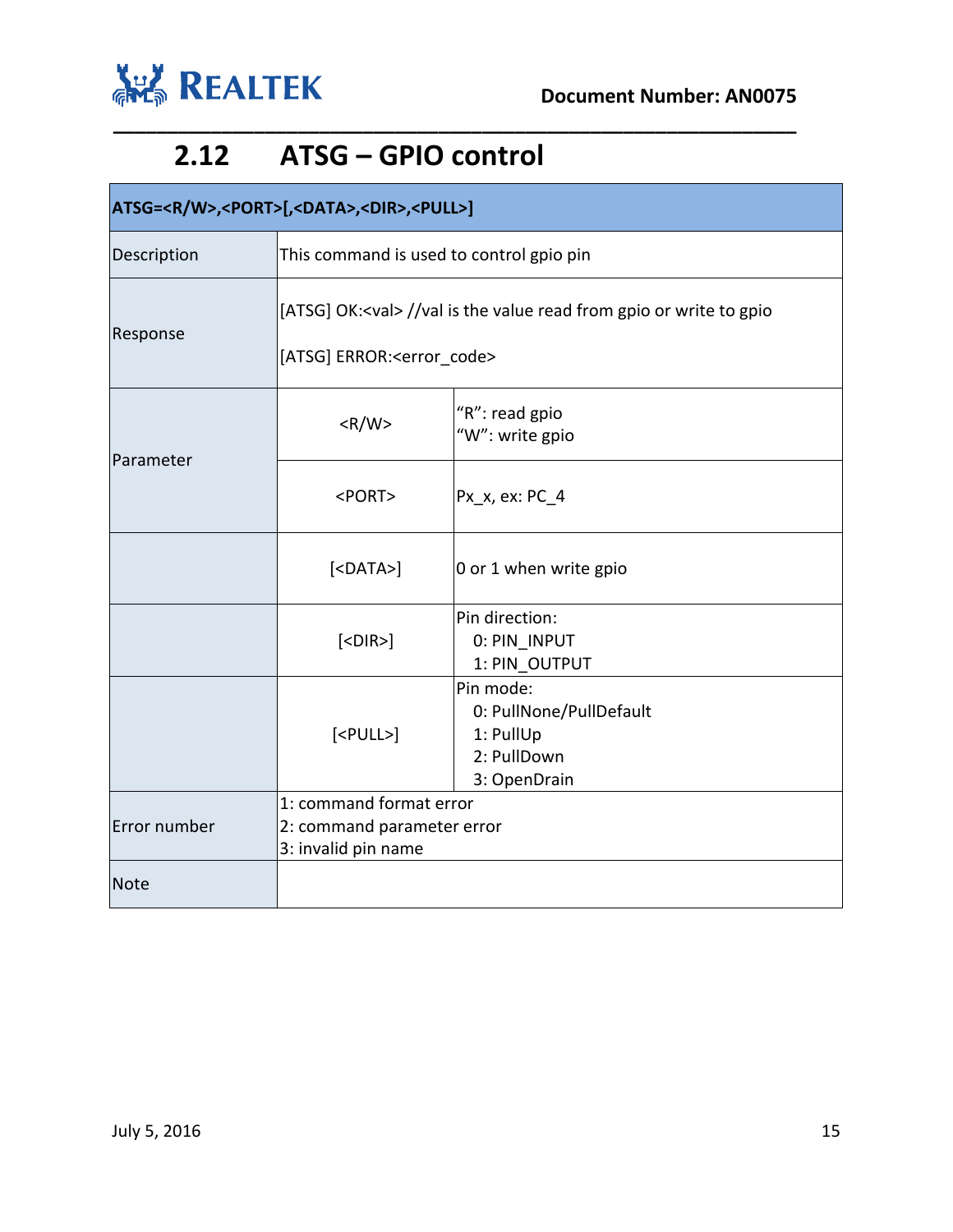## 2.12 ATSG – GPIO control

| ATSG=<R/W>,<PORT>[,<DATA>,<DIR>,<PULL>] | | |
|---|---|---|
| Description | This command is used to control gpio pin | |
| Response | [ATSG] OK:<val> //val is the value read from gpio or write to gpio<br><br>[ATSG] ERROR:<error_code> | |
| Parameter | <R/W> | "R": read gpio<br>"W": write gpio |
| | <PORT> | Px_x, ex: PC_4 |
| | [<DATA>] | 0 or 1 when write gpio |
| | [<DIR>] | Pin direction:<br>0: PIN_INPUT<br>1: PIN_OUTPUT |
| | [<PULL>] | Pin mode:<br>0: PullNone/PullDefault<br>1: PullUp<br>2: PullDown<br>3: OpenDrain |
| Error number | 1: command format error<br>2: command parameter error<br>3: invalid pin name | |
| Note | | |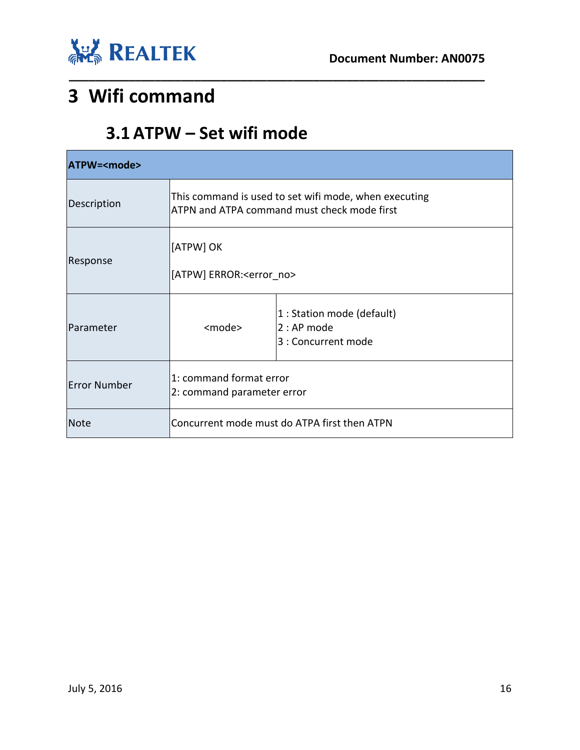# 3 Wifi command

## 3.1 ATPW – Set wifi mode

| ATPW=<mode> | | |
|---|---|---|
| Description | This command is used to set wifi mode, when executing ATPN and ATPA command must check mode first | |
| Response | [ATPW] OK<br><br>[ATPW] ERROR:<error_no> | |
| Parameter | <mode> | 1 : Station mode (default)<br>2 : AP mode<br>3 : Concurrent mode |
| Error Number | 1: command format error<br>2: command parameter error | |
| Note | Concurrent mode must do ATPA first then ATPN | |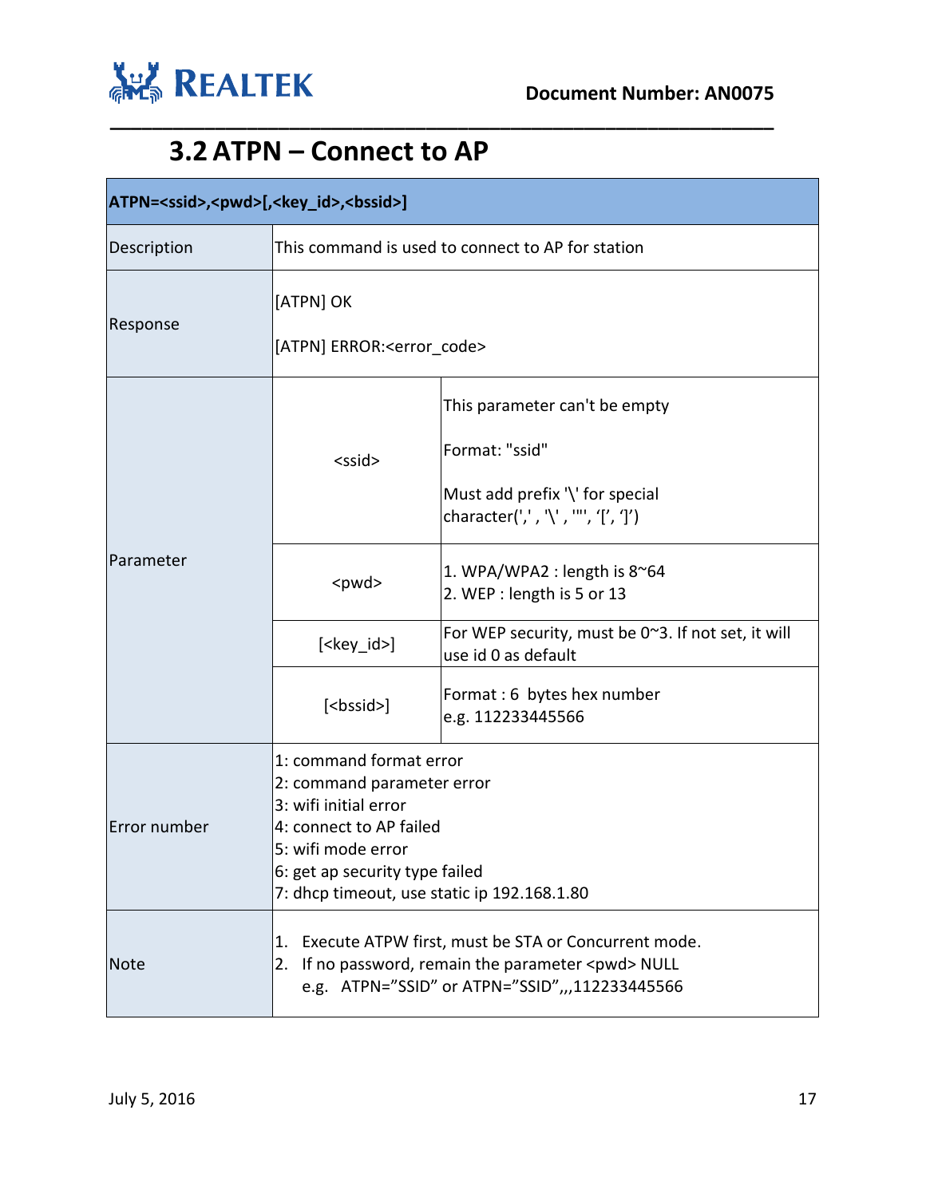## 3.2 ATPN – Connect to AP

| **ATPN=<ssid>,<pwd>[,<key_id>,<bssid>]** | | |
|---|---|---|
| Description | This command is used to connect to AP for station | |
| Response | [ATPN] OK<br><br>[ATPN] ERROR:<error_code> | |
| Parameter | <ssid> | This parameter can't be empty<br><br>Format: "ssid"<br><br>Must add prefix '\' for special character(',' , '\' , '"', '[', ']') |
| | <pwd> | 1. WPA/WPA2 : length is 8~64<br>2. WEP : length is 5 or 13 |
| | [<key_id>] | For WEP security, must be 0~3. If not set, it will use id 0 as default |
| | [<bssid>] | Format : 6 bytes hex number<br>e.g. 112233445566 |
| Error number | 1: command format error<br>2: command parameter error<br>3: wifi initial error<br>4: connect to AP failed<br>5: wifi mode error<br>6: get ap security type failed<br>7: dhcp timeout, use static ip 192.168.1.80 | |
| Note | 1. Execute ATPW first, must be STA or Concurrent mode.<br>2. If no password, remain the parameter <pwd> NULL<br>e.g. ATPN="SSID" or ATPN="SSID",,,112233445566 | |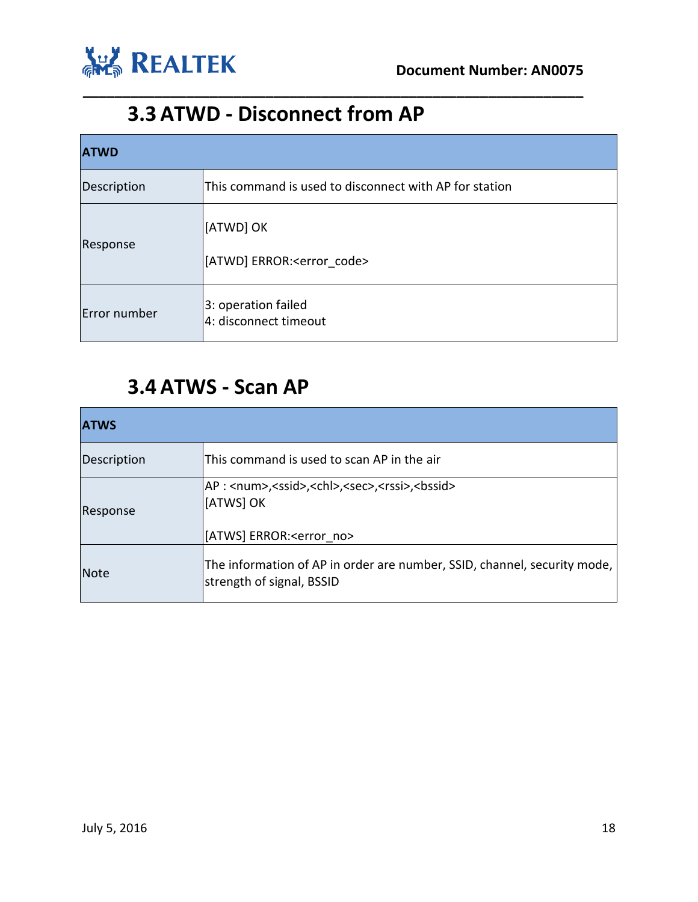## 3.3 ATWD - Disconnect from AP

| ATWD | |
|---|---|
| Description | This command is used to disconnect with AP for station |
| Response | [ATWD] OK<br><br>[ATWD] ERROR:<error_code> |
| Error number | 3: operation failed<br>4: disconnect timeout |

## 3.4 ATWS - Scan AP

| ATWS | |
|---|---|
| Description | This command is used to scan AP in the air |
| Response | AP : <num>,<ssid>,<chl>,<sec>,<rssi>,<bssid><br>[ATWS] OK<br><br>[ATWS] ERROR:<error_no> |
| Note | The information of AP in order are number, SSID, channel, security mode, strength of signal, BSSID |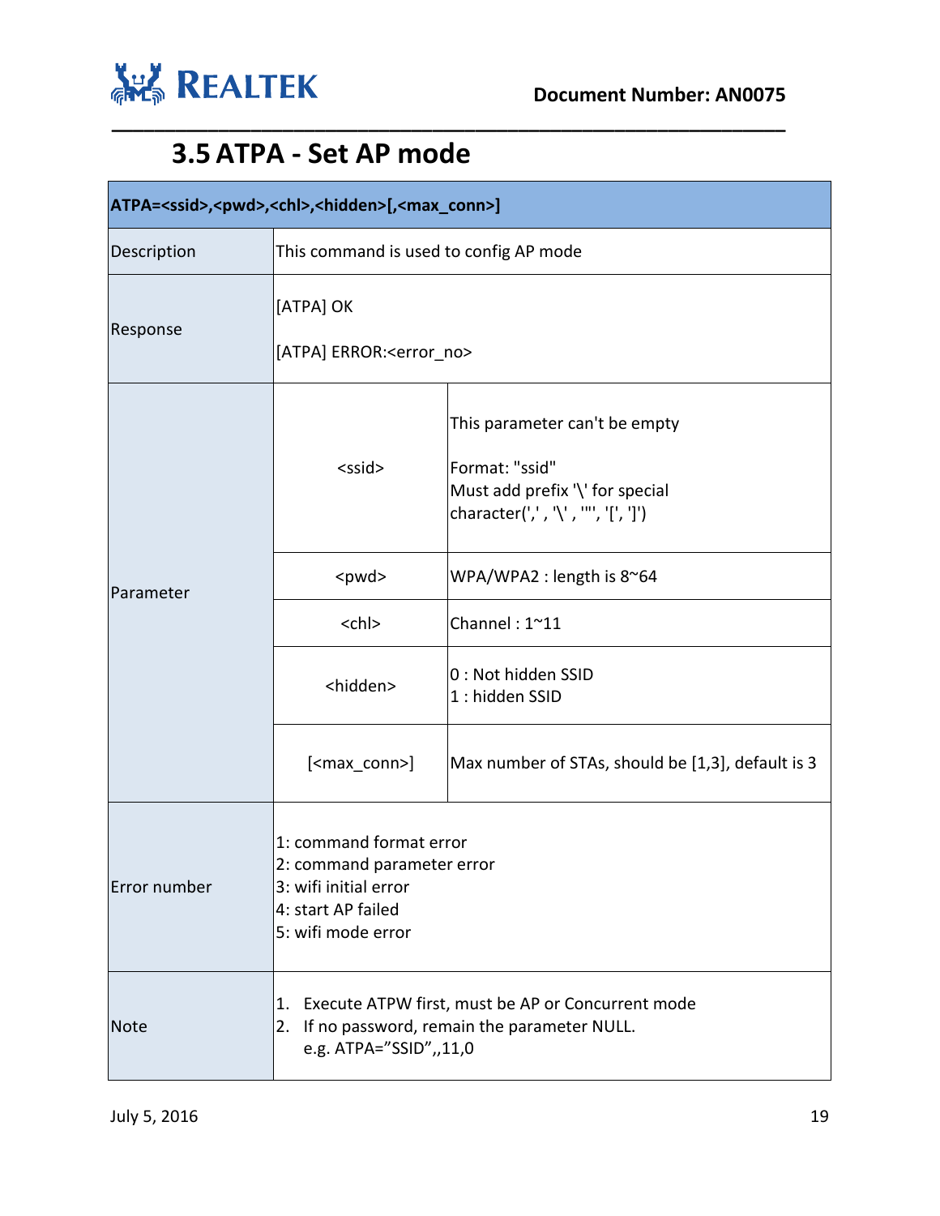## 3.5 ATPA - Set AP mode

| **ATPA=<ssid>,<pwd>,<chl>,<hidden>[,<max_conn>]** | | |
|---|---|---|
| Description | This command is used to config AP mode | |
| Response | [ATPA] OK<br><br>[ATPA] ERROR:<error_no> | |
| Parameter | <ssid> | This parameter can't be empty<br><br>Format: "ssid"<br>Must add prefix '\' for special character(',' , '\' , '"', '[', ']') |
| | <pwd> | WPA/WPA2 : length is 8~64 |
| | <chl> | Channel : 1~11 |
| | <hidden> | 0 : Not hidden SSID<br>1 : hidden SSID |
| | [<max_conn>] | Max number of STAs, should be [1,3], default is 3 |
| Error number | 1: command format error<br>2: command parameter error<br>3: wifi initial error<br>4: start AP failed<br>5: wifi mode error | |
| Note | 1. Execute ATPW first, must be AP or Concurrent mode<br>2. If no password, remain the parameter NULL.<br>e.g. ATPA="SSID",,11,0 | |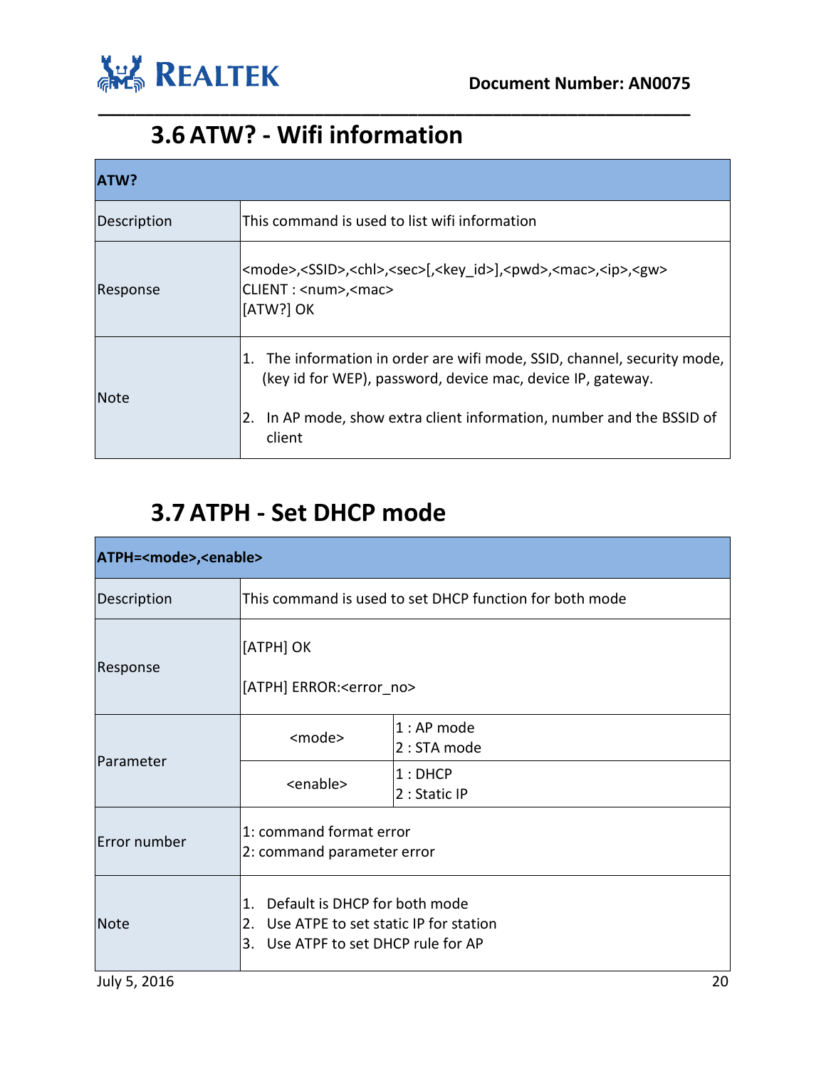## 3.6 ATW? - Wifi information

| ATW? | |
|---|---|
| Description | This command is used to list wifi information |
| Response | <mode>,<SSID>,<chl>,<sec>[,<key_id>],<pwd>,<mac>,<ip>,<gw><br>CLIENT : <num>,<mac><br>[ATW?] OK |
| Note | 1. The information in order are wifi mode, SSID, channel, security mode, (key id for WEP), password, device mac, device IP, gateway.<br>2. In AP mode, show extra client information, number and the BSSID of client |

## 3.7 ATPH - Set DHCP mode

| ATPH=<mode>,<enable> | | |
|---|---|---|
| Description | This command is used to set DHCP function for both mode | |
| Response | [ATPH] OK<br>[ATPH] ERROR:<error_no> | |
| Parameter | <mode> | 1 : AP mode<br>2 : STA mode |
| | <enable> | 1 : DHCP<br>2 : Static IP |
| Error number | 1: command format error<br>2: command parameter error | |
| Note | 1. Default is DHCP for both mode<br>2. Use ATPE to set static IP for station<br>3. Use ATPF to set DHCP rule for AP | |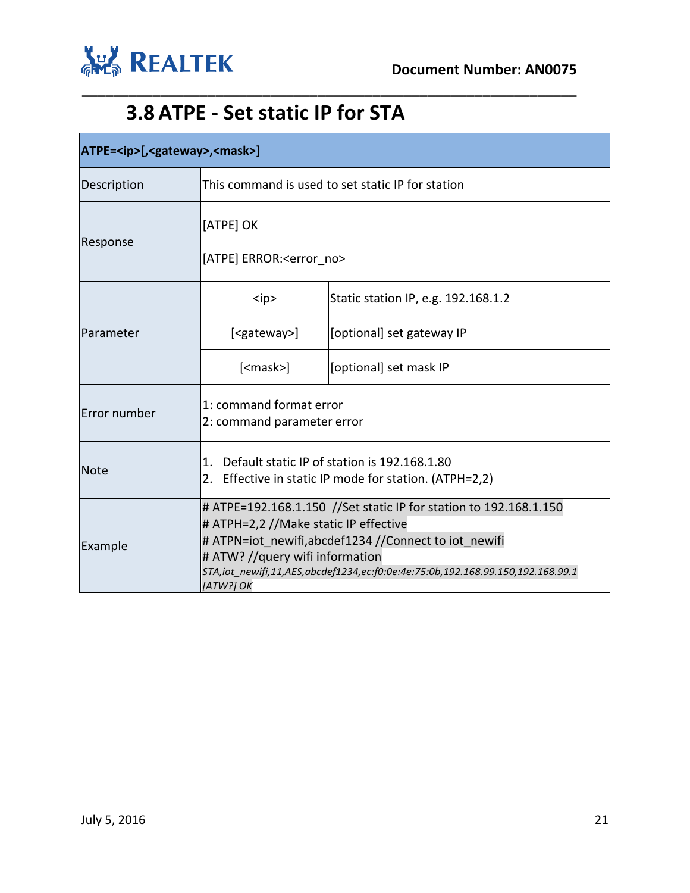## 3.8 ATPE - Set static IP for STA

| ATPE=<ip>[,<gateway>,<mask>] | | |
|---|---|---|
| Description | This command is used to set static IP for station | |
| Response | [ATPE] OK<br><br>[ATPE] ERROR:<error_no> | |
| Parameter | <ip> | Static station IP, e.g. 192.168.1.2 |
| | [<gateway>] | [optional] set gateway IP |
| | [<mask>] | [optional] set mask IP |
| Error number | 1: command format error<br>2: command parameter error | |
| Note | 1. Default static IP of station is 192.168.1.80<br>2. Effective in static IP mode for station. (ATPH=2,2) | |
| Example | # ATPE=192.168.1.150 //Set static IP for station to 192.168.1.150<br># ATPH=2,2 //Make static IP effective<br># ATPN=iot_newifi,abcdef1234 //Connect to iot_newifi<br># ATW? //query wifi information<br>*STA,iot_newifi,11,AES,abcdef1234,ec:f0:0e:4e:75:0b,192.168.99.150,192.168.99.1*<br>*[ATW?] OK* | |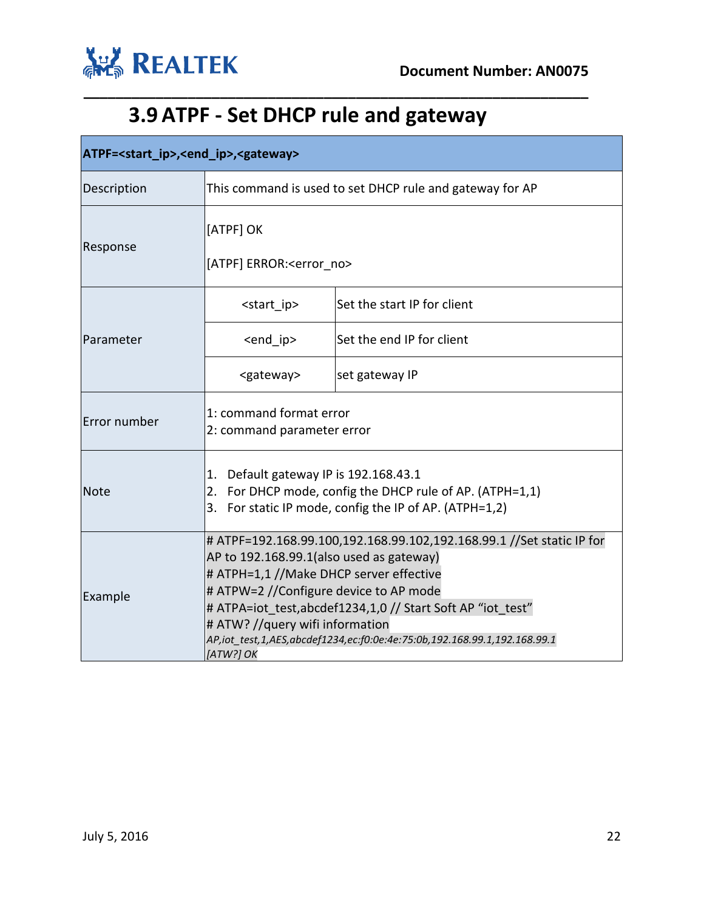## 3.9 ATPF - Set DHCP rule and gateway

| ATPF=<start_ip>,<end_ip>,<gateway> | | |
|---|---|---|
| Description | This command is used to set DHCP rule and gateway for AP | |
| Response | [ATPF] OK<br><br>[ATPF] ERROR:<error_no> | |
| Parameter | <start_ip> | Set the start IP for client |
| | <end_ip> | Set the end IP for client |
| | <gateway> | set gateway IP |
| Error number | 1: command format error<br>2: command parameter error | |
| Note | 1. Default gateway IP is 192.168.43.1<br>2. For DHCP mode, config the DHCP rule of AP. (ATPH=1,1)<br>3. For static IP mode, config the IP of AP. (ATPH=1,2) | |
| Example | # ATPF=192.168.99.100,192.168.99.102,192.168.99.1 //Set static IP for AP to 192.168.99.1(also used as gateway)<br># ATPH=1,1 //Make DHCP server effective<br># ATPW=2 //Configure device to AP mode<br># ATPA=iot_test,abcdef1234,1,0 // Start Soft AP “iot_test”<br># ATW? //query wifi information<br>*AP,iot_test,1,AES,abcdef1234,ec:f0:0e:4e:75:0b,192.168.99.1,192.168.99.1*<br>*[ATW?] OK* | |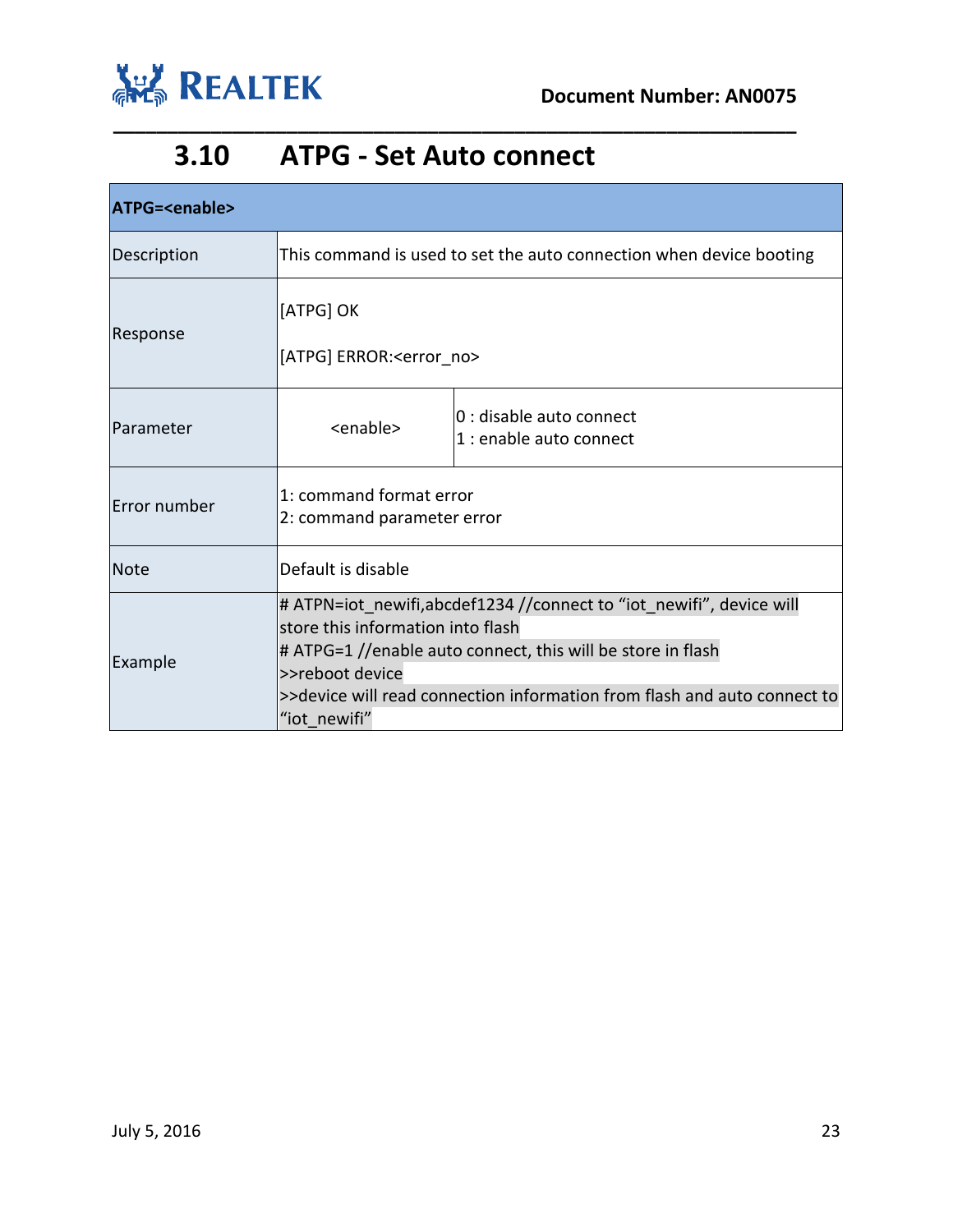## 3.10 ATPG - Set Auto connect

| ATPG=<enable> | | |
|---|---|---|
| Description | This command is used to set the auto connection when device booting | |
| Response | [ATPG] OK<br><br>[ATPG] ERROR:<error_no> | |
| Parameter | <enable> | 0 : disable auto connect<br>1 : enable auto connect |
| Error number | 1: command format error<br>2: command parameter error | |
| Note | Default is disable | |
| Example | # ATPN=iot_newifi,abcdef1234 //connect to "iot_newifi", device will store this information into flash<br># ATPG=1 //enable auto connect, this will be store in flash<br>>>reboot device<br>>>device will read connection information from flash and auto connect to "iot_newifi" | |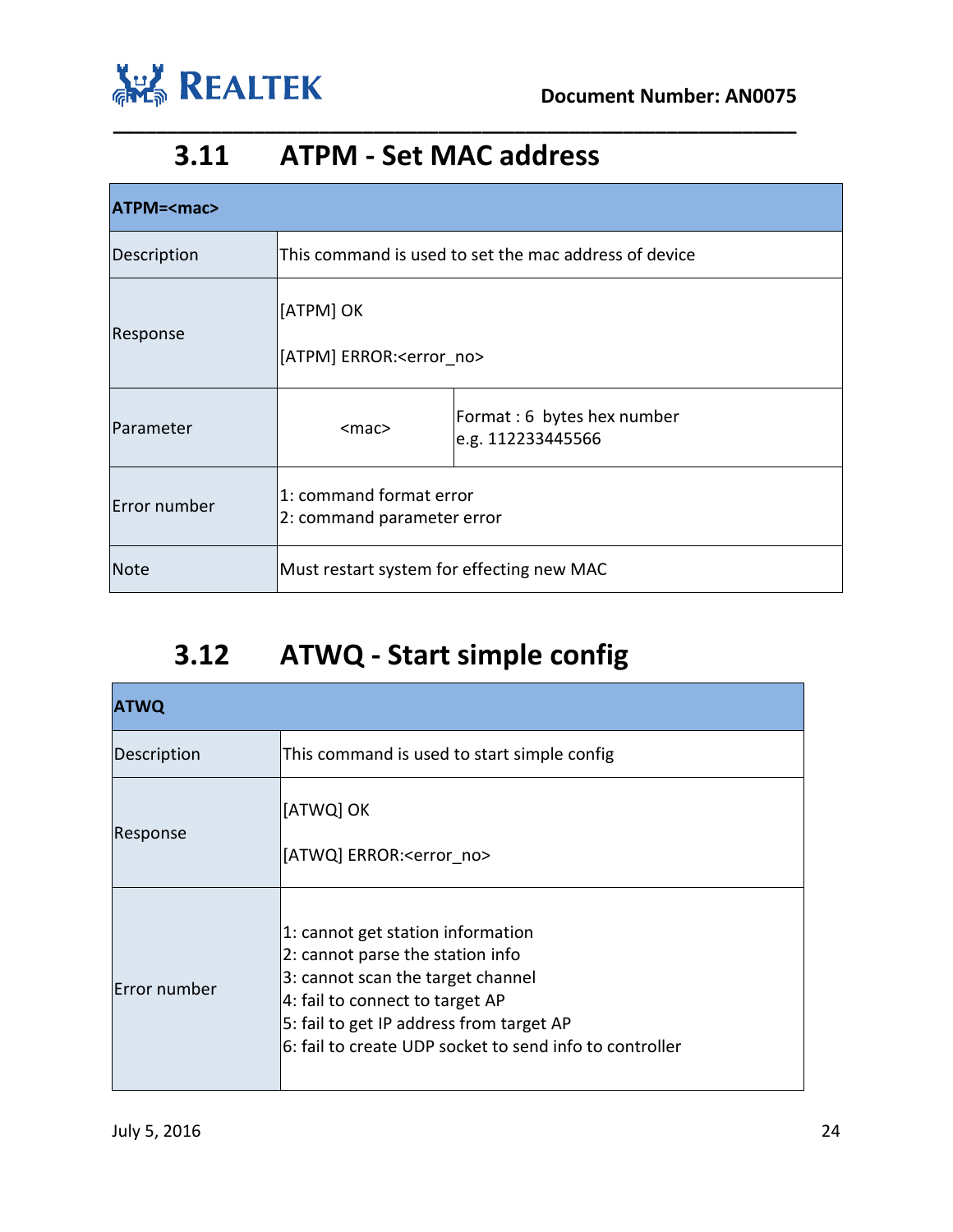## 3.11 ATPM - Set MAC address

| ATPM=<mac> | | |
|---|---|---|
| Description | This command is used to set the mac address of device | |
| Response | [ATPM] OK<br><br>[ATPM] ERROR:<error_no> | |
| Parameter | <mac> | Format : 6 bytes hex number<br>e.g. 112233445566 |
| Error number | 1: command format error<br>2: command parameter error | |
| Note | Must restart system for effecting new MAC | |

## 3.12 ATWQ - Start simple config

| ATWQ | |
|---|---|
| Description | This command is used to start simple config |
| Response | [ATWQ] OK<br><br>[ATWQ] ERROR:<error_no> |
| Error number | 1: cannot get station information<br>2: cannot parse the station info<br>3: cannot scan the target channel<br>4: fail to connect to target AP<br>5: fail to get IP address from target AP<br>6: fail to create UDP socket to send info to controller |

July 5, 2016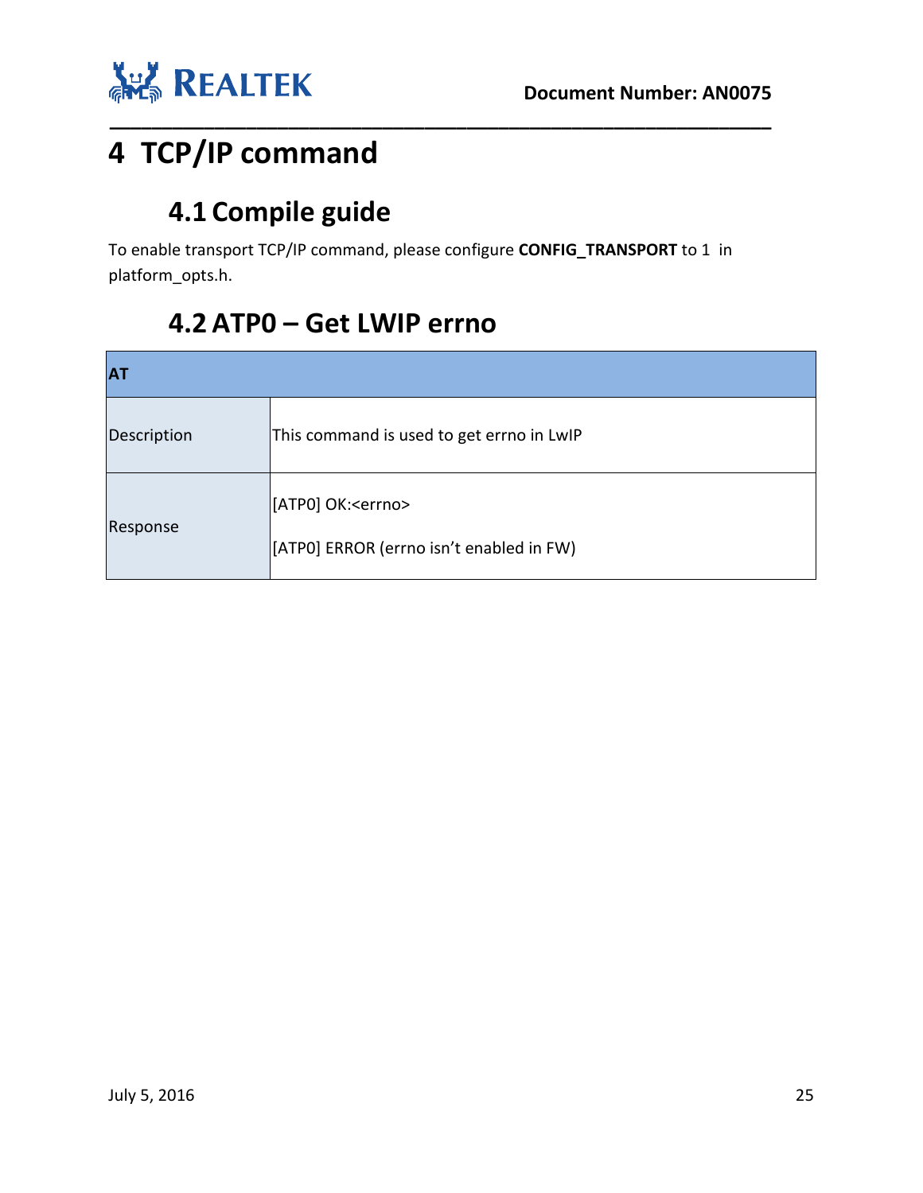# 4 TCP/IP command

## 4.1 Compile guide

To enable transport TCP/IP command, please configure **CONFIG_TRANSPORT** to 1 in platform_opts.h.

## 4.2 ATP0 – Get LWIP errno

| AT | |
|---|---|
| Description | This command is used to get errno in LwIP |
| Response | [ATP0] OK:<errno><br><br>[ATP0] ERROR (errno isn't enabled in FW) |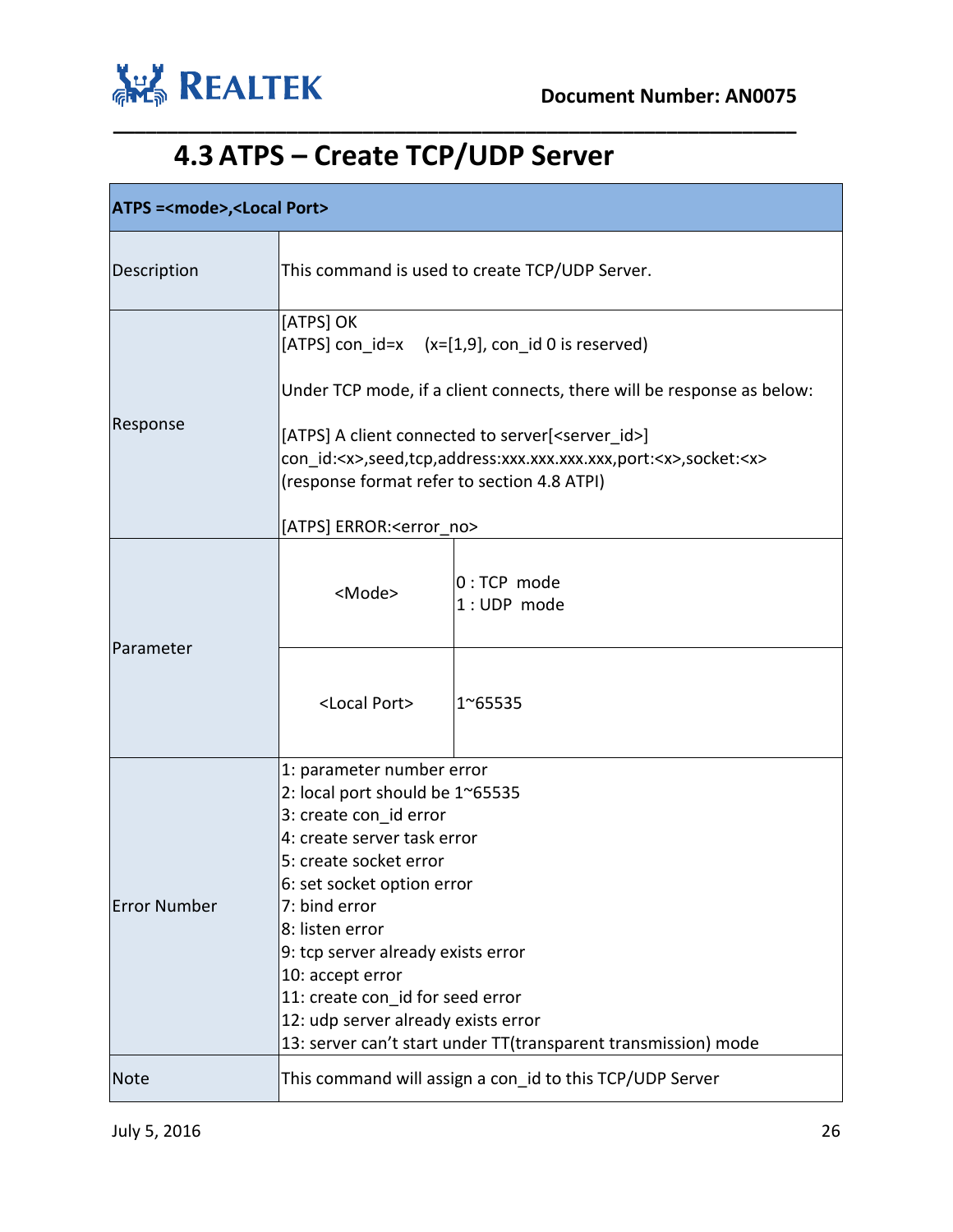## 4.3 ATPS – Create TCP/UDP Server

| ATPS =<mode>,<Local Port> | | |
|---|---|---|
| Description | This command is used to create TCP/UDP Server. | |
| Response | [ATPS] OK<br>[ATPS] con_id=x (x=[1,9], con_id 0 is reserved)<br><br>Under TCP mode, if a client connects, there will be response as below:<br><br>[ATPS] A client connected to server[<server_id>]<br>con_id:<x>,seed,tcp,address:xxx.xxx.xxx.xxx,port:<x>,socket:<x><br>(response format refer to section 4.8 ATPI)<br><br>[ATPS] ERROR:<error_no> | |
| Parameter | <Mode> | 0 : TCP mode<br>1 : UDP mode |
| | <Local Port> | 1~65535 |
| Error Number | 1: parameter number error<br>2: local port should be 1~65535<br>3: create con_id error<br>4: create server task error<br>5: create socket error<br>6: set socket option error<br>7: bind error<br>8: listen error<br>9: tcp server already exists error<br>10: accept error<br>11: create con_id for seed error<br>12: udp server already exists error<br>13: server can't start under TT(transparent transmission) mode | |
| Note | This command will assign a con_id to this TCP/UDP Server | |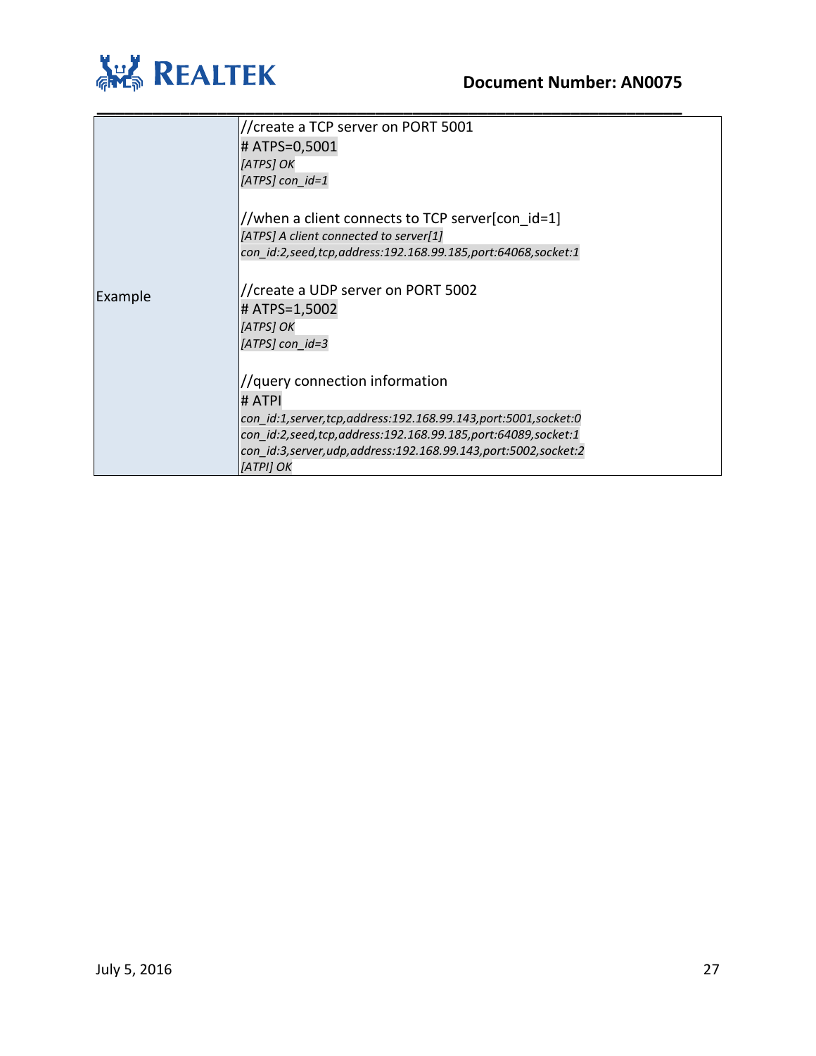| | |
|---|---|
| Example | //create a TCP server on PORT 5001<br># ATPS=0,5001<br>*[ATPS] OK*<br>*[ATPS] con_id=1*<br><br>//when a client connects to TCP server[con_id=1]<br>*[ATPS] A client connected to server[1]*<br>*con_id:2,seed,tcp,address:192.168.99.185,port:64068,socket:1*<br><br>//create a UDP server on PORT 5002<br># ATPS=1,5002<br>*[ATPS] OK*<br>*[ATPS] con_id=3*<br><br>//query connection information<br># ATPI<br>*con_id:1,server,tcp,address:192.168.99.143,port:5001,socket:0*<br>*con_id:2,seed,tcp,address:192.168.99.185,port:64089,socket:1*<br>*con_id:3,server,udp,address:192.168.99.143,port:5002,socket:2*<br>*[ATPI] OK* |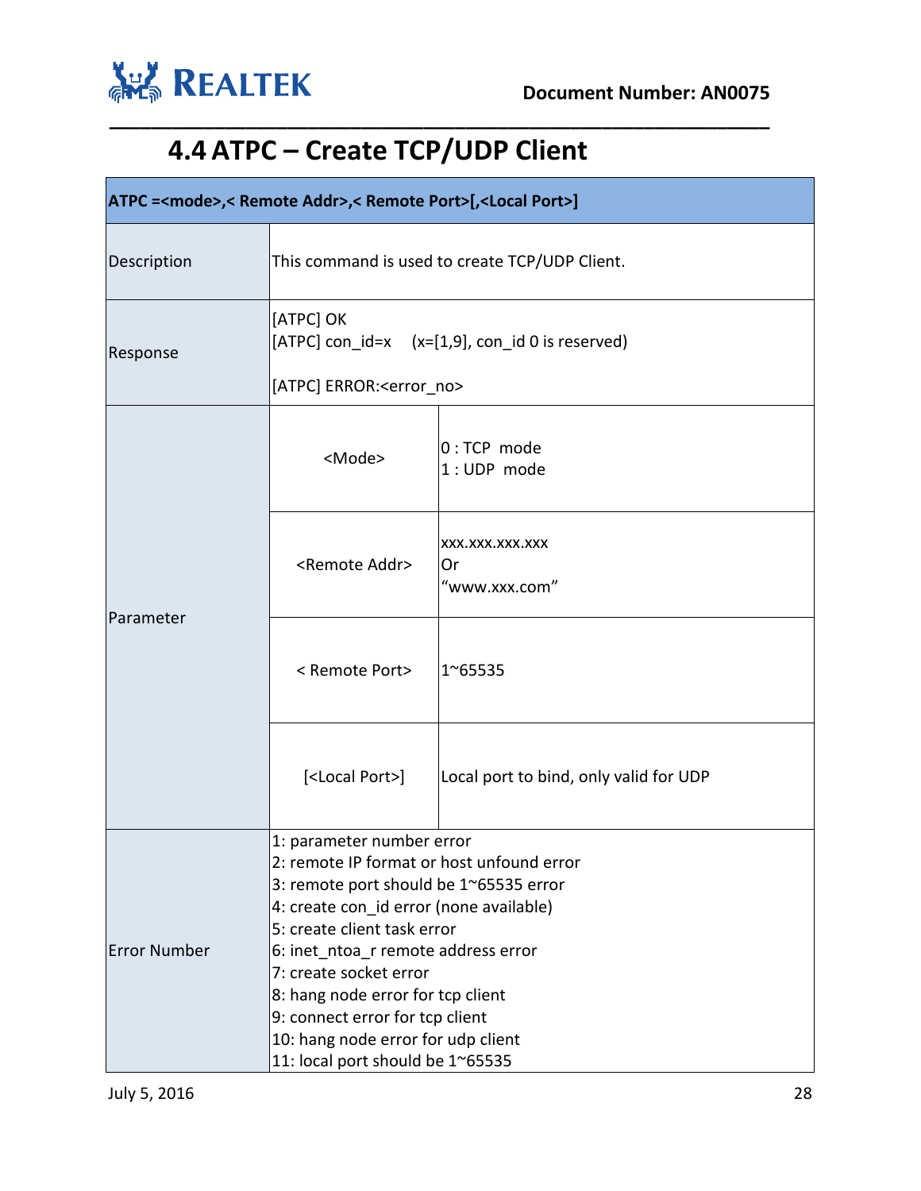## 4.4 ATPC – Create TCP/UDP Client

| ATPC =<mode>,< Remote Addr>,< Remote Port>[,<Local Port>] | | |
|---|---|---|
| Description | This command is used to create TCP/UDP Client. | |
| Response | [ATPC] OK<br>[ATPC] con_id=x (x=[1,9], con_id 0 is reserved)<br><br>[ATPC] ERROR:<error_no> | |
| Parameter | <Mode> | 0 : TCP mode<br>1 : UDP mode |
| | <Remote Addr> | xxx.xxx.xxx.xxx<br>Or<br>"www.xxx.com" |
| | < Remote Port> | 1~65535 |
| | [<Local Port>] | Local port to bind, only valid for UDP |
| Error Number | 1: parameter number error<br>2: remote IP format or host unfound error<br>3: remote port should be 1~65535 error<br>4: create con_id error (none available)<br>5: create client task error<br>6: inet_ntoa_r remote address error<br>7: create socket error<br>8: hang node error for tcp client<br>9: connect error for tcp client<br>10: hang node error for udp client<br>11: local port should be 1~65535 | |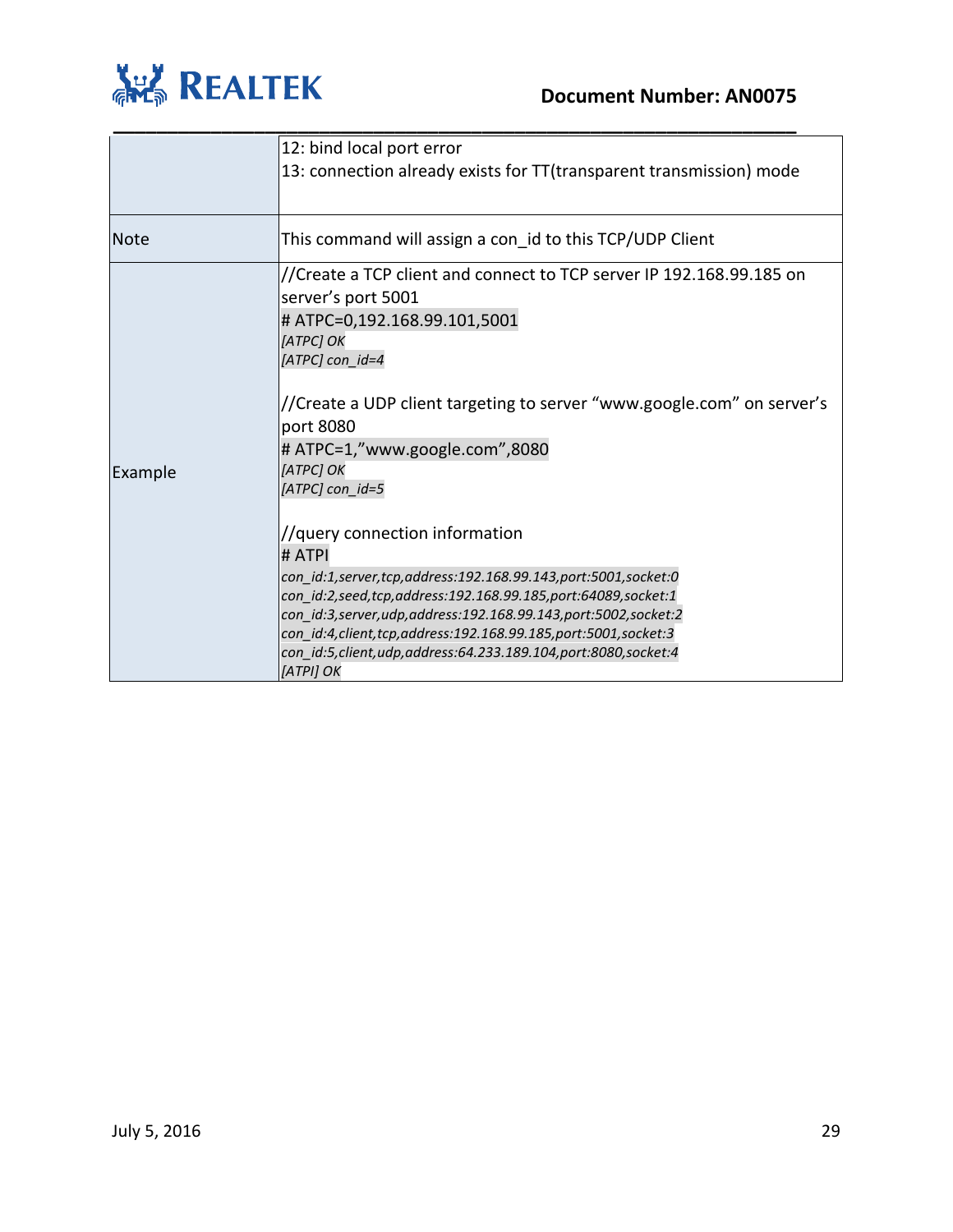| | |
|---|---|
| | 12: bind local port error<br>13: connection already exists for TT(transparent transmission) mode |
| Note | This command will assign a con_id to this TCP/UDP Client |
| Example | //Create a TCP client and connect to TCP server IP 192.168.99.185 on server's port 5001<br># ATPC=0,192.168.99.101,5001<br>*[ATPC] OK*<br>*[ATPC] con_id=4*<br><br>//Create a UDP client targeting to server "www.google.com" on server's port 8080<br># ATPC=1,"www.google.com",8080<br>*[ATPC] OK*<br>*[ATPC] con_id=5*<br><br>//query connection information<br># ATPI<br>*con_id:1,server,tcp,address:192.168.99.143,port:5001,socket:0*<br>*con_id:2,seed,tcp,address:192.168.99.185,port:64089,socket:1*<br>*con_id:3,server,udp,address:192.168.99.143,port:5002,socket:2*<br>*con_id:4,client,tcp,address:192.168.99.185,port:5001,socket:3*<br>*con_id:5,client,udp,address:64.233.189.104,port:8080,socket:4*<br>*[ATPI] OK* |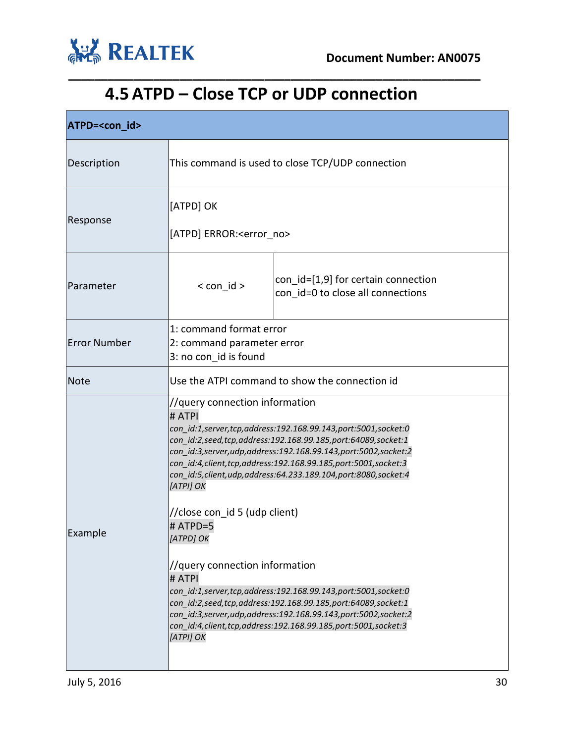# 4.5 ATPD – Close TCP or UDP connection

| ATPD=<con_id> | | |
|---|---|---|
| Description | This command is used to close TCP/UDP connection | |
| Response | [ATPD] OK<br><br>[ATPD] ERROR:<error_no> | |
| Parameter | < con_id > | con_id=[1,9] for certain connection<br>con_id=0 to close all connections |
| Error Number | 1: command format error<br>2: command parameter error<br>3: no con_id is found | |
| Note | Use the ATPI command to show the connection id | |
| Example | //query connection information<br># ATPI<br>*con_id:1,server,tcp,address:192.168.99.143,port:5001,socket:0*<br>*con_id:2,seed,tcp,address:192.168.99.185,port:64089,socket:1*<br>*con_id:3,server,udp,address:192.168.99.143,port:5002,socket:2*<br>*con_id:4,client,tcp,address:192.168.99.185,port:5001,socket:3*<br>*con_id:5,client,udp,address:64.233.189.104,port:8080,socket:4*<br>*[ATPI] OK*<br><br>//close con_id 5 (udp client)<br># ATPD=5<br>*[ATPD] OK*<br><br>//query connection information<br># ATPI<br>*con_id:1,server,tcp,address:192.168.99.143,port:5001,socket:0*<br>*con_id:2,seed,tcp,address:192.168.99.185,port:64089,socket:1*<br>*con_id:3,server,udp,address:192.168.99.143,port:5002,socket:2*<br>*con_id:4,client,tcp,address:192.168.99.185,port:5001,socket:3*<br>*[ATPI] OK* | |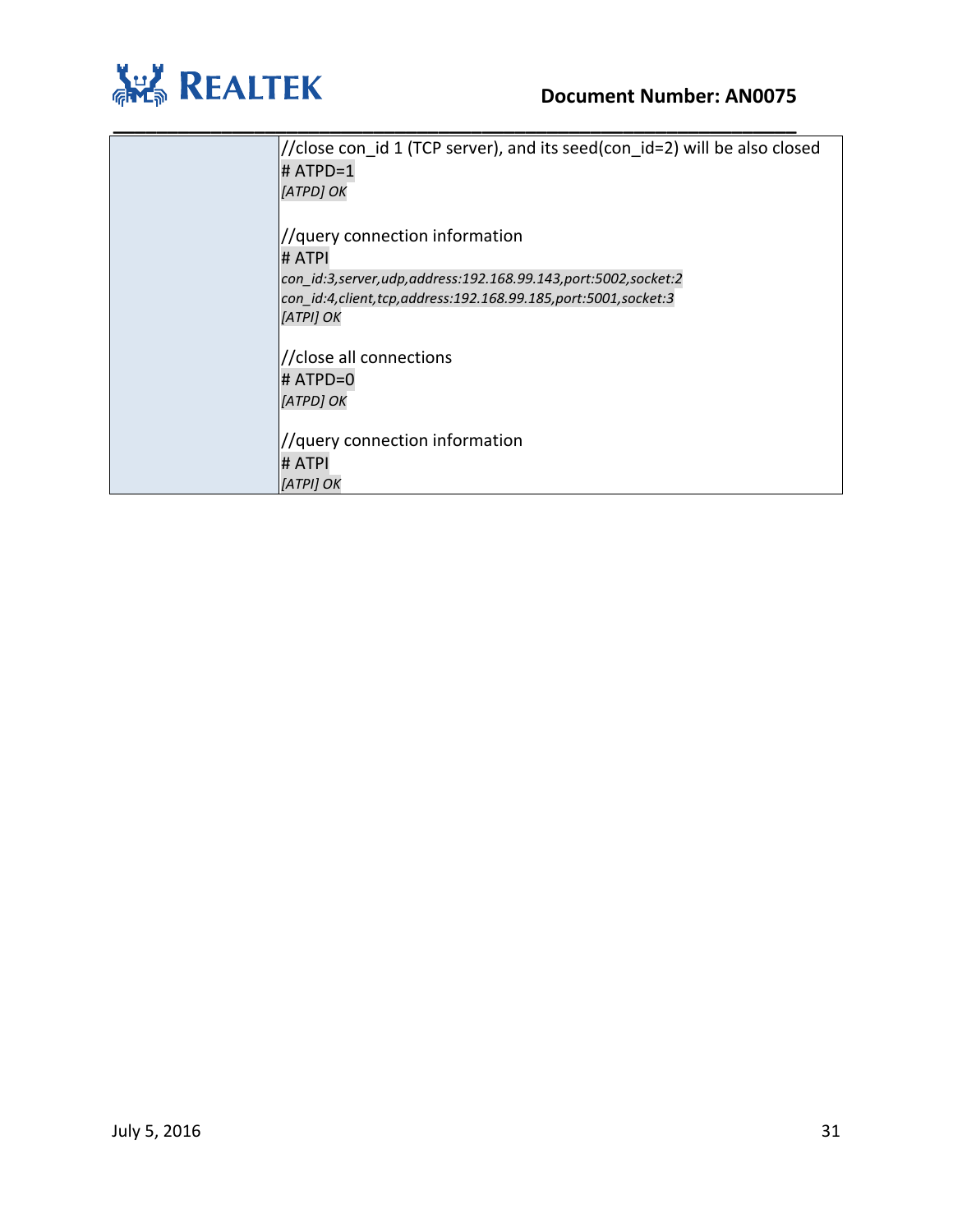| | |
|---|---|
| | //close con_id 1 (TCP server), and its seed(con_id=2) will be also closed<br># ATPD=1<br>*[ATPD] OK*<br><br>//query connection information<br># ATPI<br>*con_id:3,server,udp,address:192.168.99.143,port:5002,socket:2*<br>*con_id:4,client,tcp,address:192.168.99.185,port:5001,socket:3*<br>*[ATPI] OK*<br><br>//close all connections<br># ATPD=0<br>*[ATPD] OK*<br><br>//query connection information<br># ATPI<br>*[ATPI] OK* |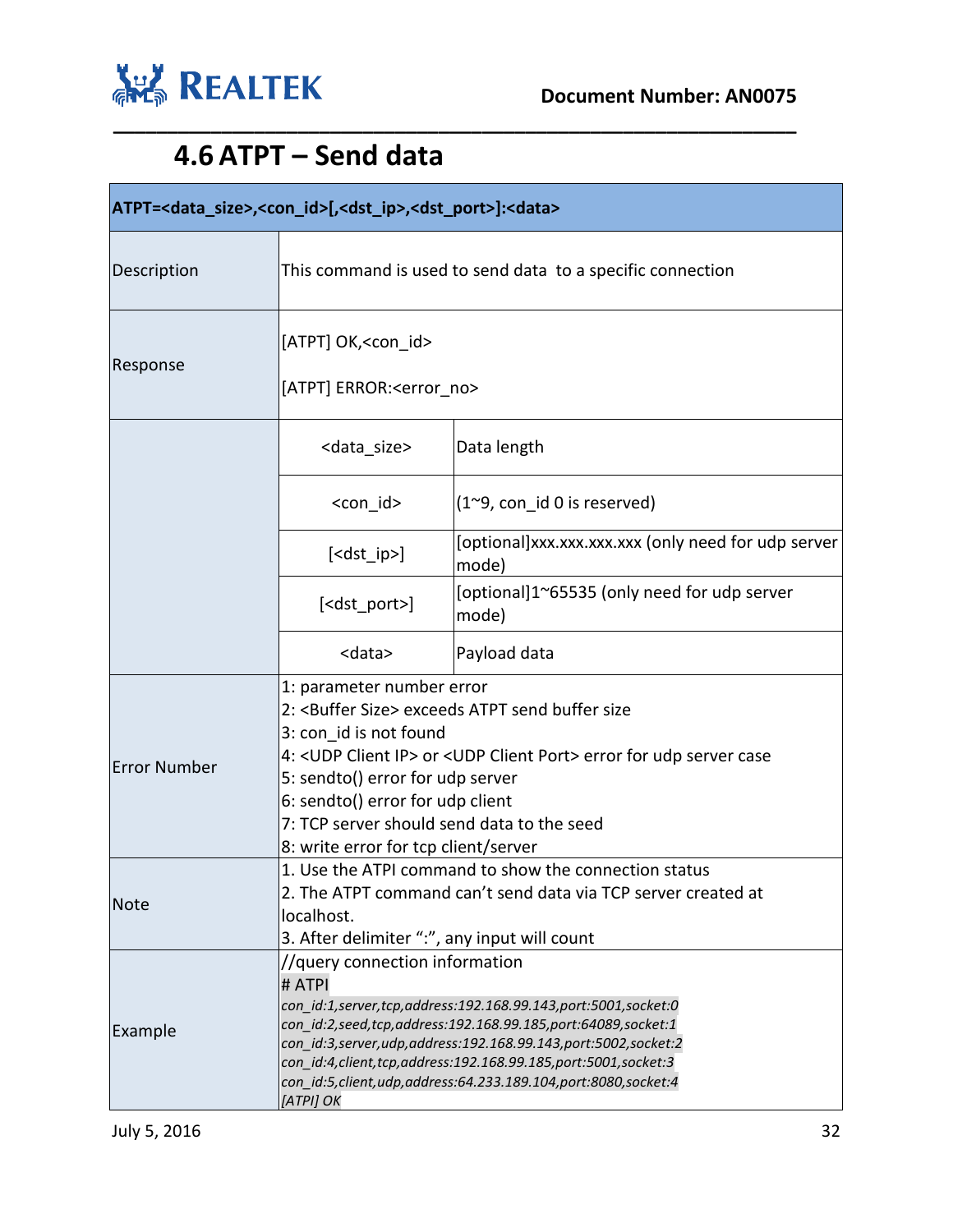## 4.6 ATPT – Send data

| ATPT=<data_size>,<con_id>[,<dst_ip>,<dst_port>]:<data> | | |
|---|---|---|
| Description | This command is used to send data to a specific connection | |
| Response | [ATPT] OK,<con_id><br><br>[ATPT] ERROR:<error_no> | |
| | <data_size> | Data length |
| | <con_id> | (1~9, con_id 0 is reserved) |
| | [<dst_ip>] | [optional]xxx.xxx.xxx.xxx (only need for udp server mode) |
| | [<dst_port>] | [optional]1~65535 (only need for udp server mode) |
| | <data> | Payload data |
| Error Number | 1: parameter number error<br>2: <Buffer Size> exceeds ATPT send buffer size<br>3: con_id is not found<br>4: <UDP Client IP> or <UDP Client Port> error for udp server case<br>5: sendto() error for udp server<br>6: sendto() error for udp client<br>7: TCP server should send data to the seed<br>8: write error for tcp client/server | |
| Note | 1. Use the ATPI command to show the connection status<br>2. The ATPT command can't send data via TCP server created at localhost.<br>3. After delimiter ":", any input will count | |
| Example | //query connection information<br># ATPI<br>*con_id:1,server,tcp,address:192.168.99.143,port:5001,socket:0*<br>*con_id:2,seed,tcp,address:192.168.99.185,port:64089,socket:1*<br>*con_id:3,server,udp,address:192.168.99.143,port:5002,socket:2*<br>*con_id:4,client,tcp,address:192.168.99.185,port:5001,socket:3*<br>*con_id:5,client,udp,address:64.233.189.104,port:8080,socket:4*<br>*[ATPI] OK* | |

July 5, 2016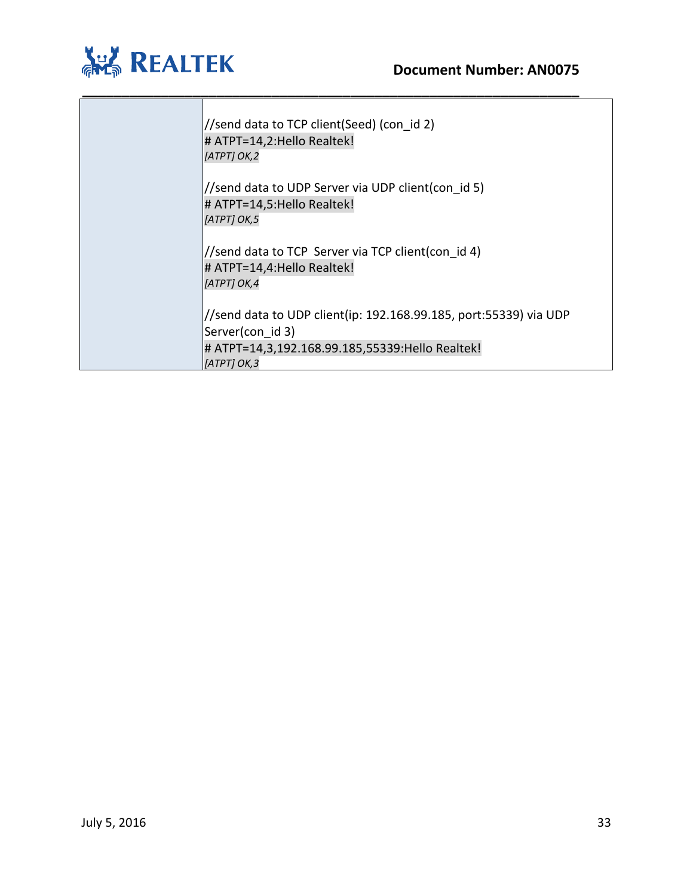| | |
|---|---|
| | //send data to TCP client(Seed) (con_id 2)<br># ATPT=14,2:Hello Realtek!<br>*[ATPT] OK,2*<br><br>//send data to UDP Server via UDP client(con_id 5)<br># ATPT=14,5:Hello Realtek!<br>*[ATPT] OK,5*<br><br>//send data to TCP  Server via TCP client(con_id 4)<br># ATPT=14,4:Hello Realtek!<br>*[ATPT] OK,4*<br><br>//send data to UDP client(ip: 192.168.99.185, port:55339) via UDP Server(con_id 3)<br># ATPT=14,3,192.168.99.185,55339:Hello Realtek!<br>*[ATPT] OK,3* |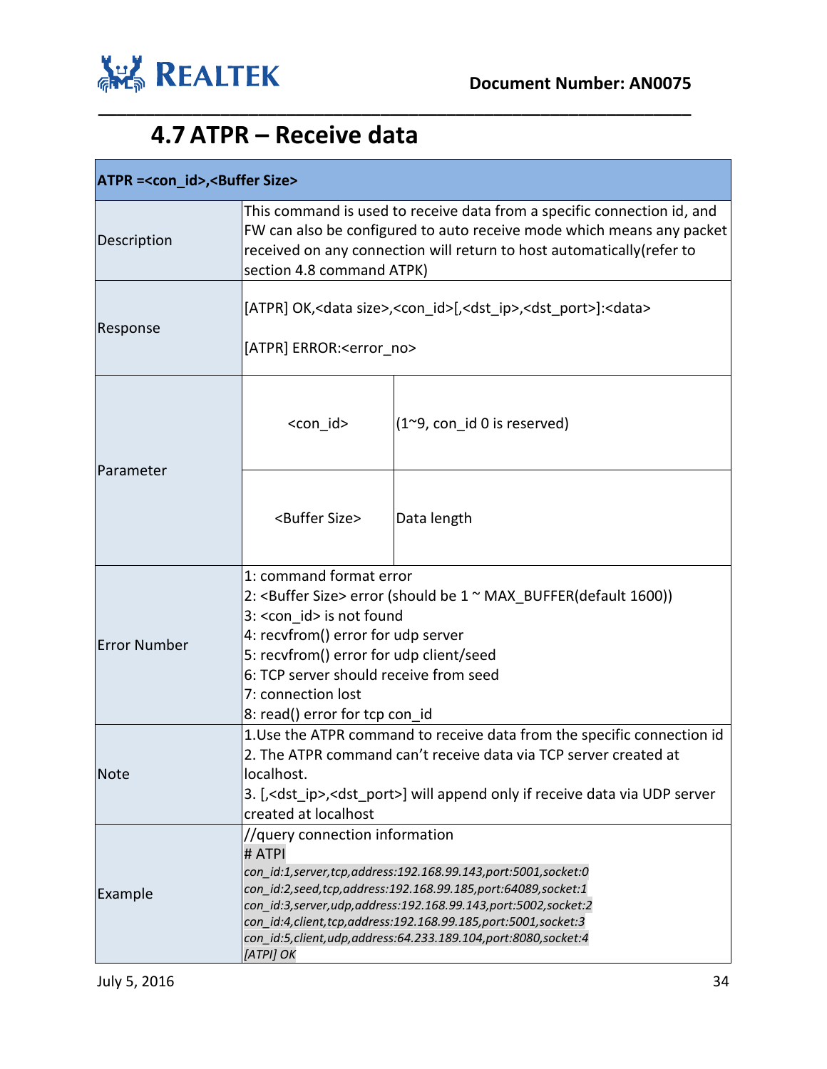## 4.7 ATPR – Receive data

| ATPR =<con_id>,<Buffer Size> | | |
|---|---|---|
| Description | This command is used to receive data from a specific connection id, and FW can also be configured to auto receive mode which means any packet received on any connection will return to host automatically(refer to section 4.8 command ATPK) | |
| Response | [ATPR] OK,<data size>,<con_id>[,<dst_ip>,<dst_port>]:<data><br><br>[ATPR] ERROR:<error_no> | |
| Parameter | <con_id> | (1~9, con_id 0 is reserved) |
| | <Buffer Size> | Data length |
| Error Number | 1: command format error<br>2: <Buffer Size> error (should be 1 ~ MAX_BUFFER(default 1600))<br>3: <con_id> is not found<br>4: recvfrom() error for udp server<br>5: recvfrom() error for udp client/seed<br>6: TCP server should receive from seed<br>7: connection lost<br>8: read() error for tcp con_id | |
| Note | 1.Use the ATPR command to receive data from the specific connection id<br>2. The ATPR command can't receive data via TCP server created at localhost.<br>3. [,<dst_ip>,<dst_port>] will append only if receive data via UDP server created at localhost | |
| Example | //query connection information<br># ATPI<br>*con_id:1,server,tcp,address:192.168.99.143,port:5001,socket:0*<br>*con_id:2,seed,tcp,address:192.168.99.185,port:64089,socket:1*<br>*con_id:3,server,udp,address:192.168.99.143,port:5002,socket:2*<br>*con_id:4,client,tcp,address:192.168.99.185,port:5001,socket:3*<br>*con_id:5,client,udp,address:64.233.189.104,port:8080,socket:4*<br>*[ATPI] OK* | |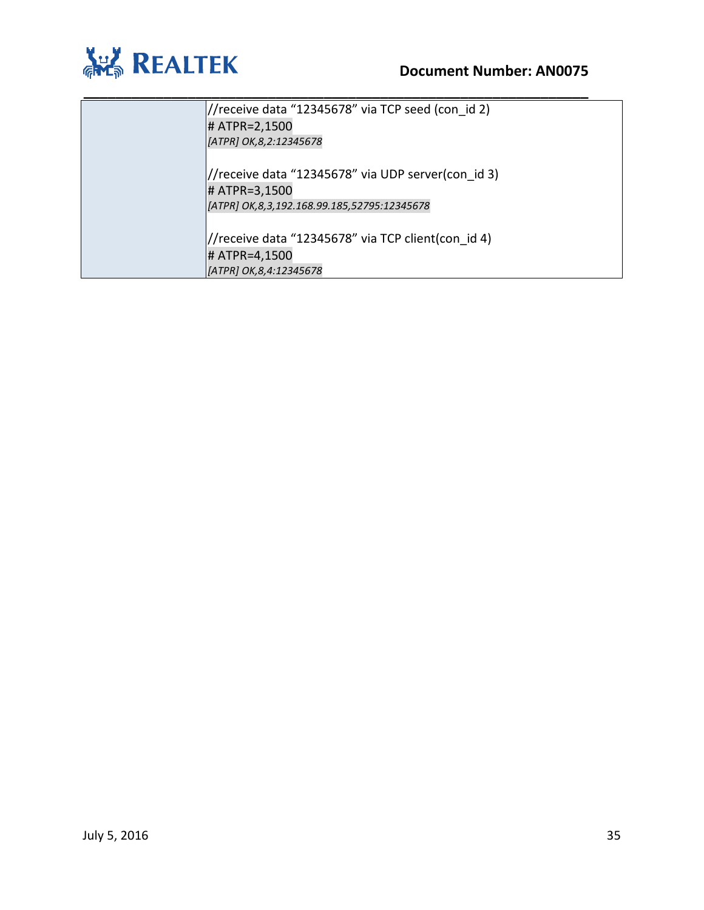|  |  |
|---|---|
|  | //receive data “12345678” via TCP seed (con_id 2)<br># ATPR=2,1500<br>*[ATPR] OK,8,2:12345678*<br><br>//receive data “12345678” via UDP server(con_id 3)<br># ATPR=3,1500<br>*[ATPR] OK,8,3,192.168.99.185,52795:12345678*<br><br>//receive data “12345678” via TCP client(con_id 4)<br># ATPR=4,1500<br>*[ATPR] OK,8,4:12345678* |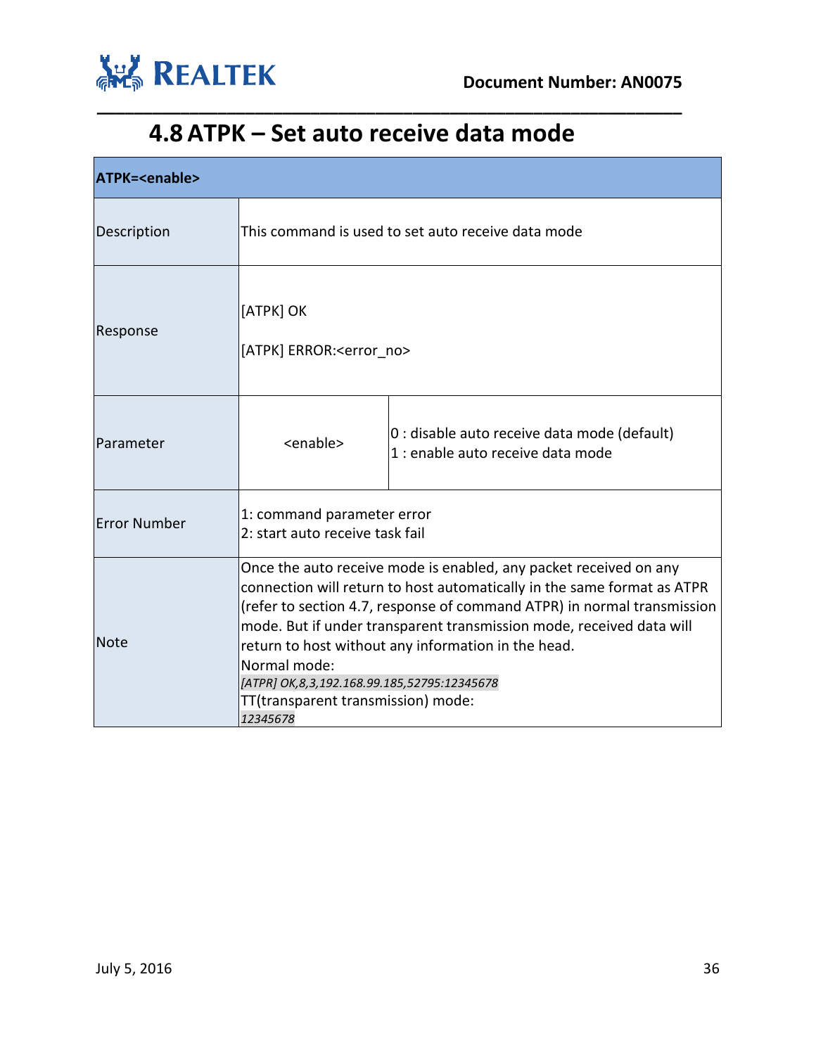## 4.8 ATPK – Set auto receive data mode

| **ATPK=<enable>** | | |
|---|---|---|
| Description | This command is used to set auto receive data mode | |
| Response | [ATPK] OK<br><br>[ATPK] ERROR:<error_no> | |
| Parameter | <enable> | 0 : disable auto receive data mode (default)<br>1 : enable auto receive data mode |
| Error Number | 1: command parameter error<br>2: start auto receive task fail | |
| Note | Once the auto receive mode is enabled, any packet received on any connection will return to host automatically in the same format as ATPR (refer to section 4.7, response of command ATPR) in normal transmission mode. But if under transparent transmission mode, received data will return to host without any information in the head.<br>Normal mode:<br>*[ATPR] OK,8,3,192.168.99.185,52795:12345678*<br>TT(transparent transmission) mode:<br>*12345678* | |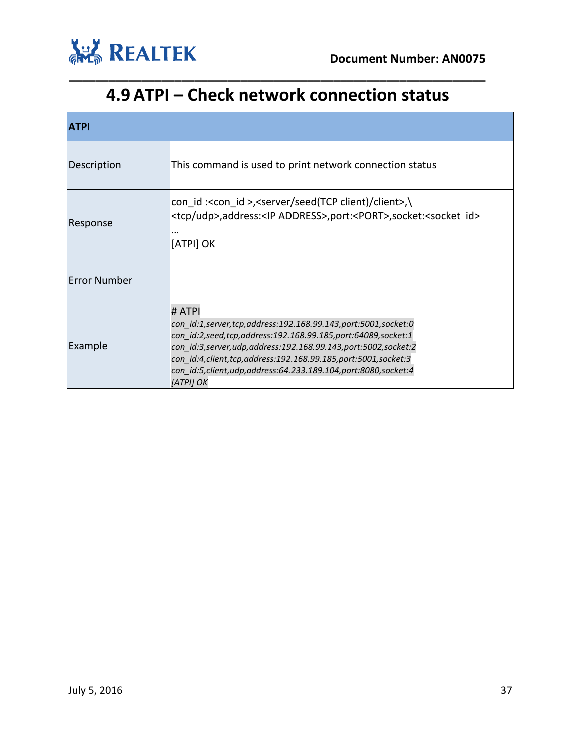# 4.9 ATPI – Check network connection status

| ATPI | |
|---|---|
| Description | This command is used to print network connection status |
| Response | con_id :<con_id >,<server/seed(TCP client)/client>,\ <br><tcp/udp>,address:<IP ADDRESS>,port:<PORT>,socket:<socket id><br>…<br>[ATPI] OK |
| Error Number | |
| Example | # ATPI<br>*con_id:1,server,tcp,address:192.168.99.143,port:5001,socket:0*<br>*con_id:2,seed,tcp,address:192.168.99.185,port:64089,socket:1*<br>*con_id:3,server,udp,address:192.168.99.143,port:5002,socket:2*<br>*con_id:4,client,tcp,address:192.168.99.185,port:5001,socket:3*<br>*con_id:5,client,udp,address:64.233.189.104,port:8080,socket:4*<br>*[ATPI] OK* |

July 5, 2016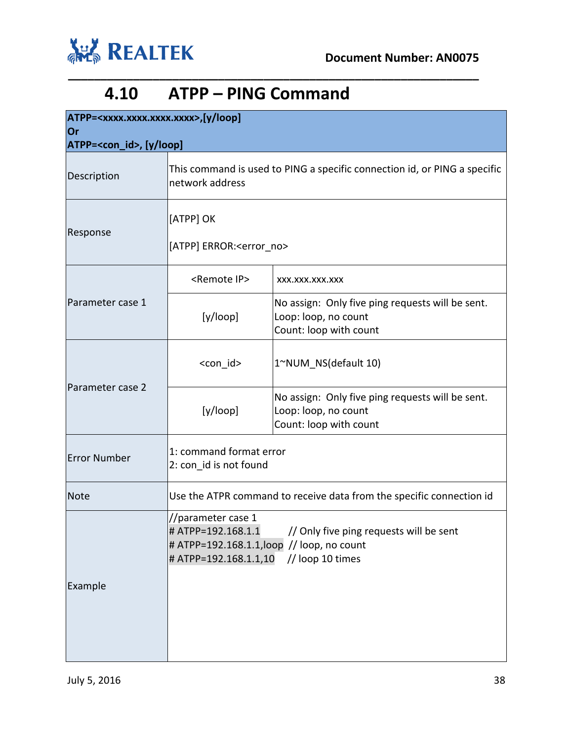## 4.10 ATPP – PING Command

| ATPP=<xxxx.xxxx.xxxx.xxxx>,[y/loop]<br>Or<br>ATPP=<con_id>, [y/loop] | | |
|---|---|---|
| Description | This command is used to PING a specific connection id, or PING a specific network address | |
| Response | [ATPP] OK<br><br>[ATPP] ERROR:<error_no> | |
| Parameter case 1 | <Remote IP> | xxx.xxx.xxx.xxx |
| | [y/loop] | No assign: Only five ping requests will be sent.<br>Loop: loop, no count<br>Count: loop with count |
| Parameter case 2 | <con_id> | 1~NUM_NS(default 10) |
| | [y/loop] | No assign: Only five ping requests will be sent.<br>Loop: loop, no count<br>Count: loop with count |
| Error Number | 1: command format error<br>2: con_id is not found | |
| Note | Use the ATPR command to receive data from the specific connection id | |
| Example | //parameter case 1<br># ATPP=192.168.1.1 // Only five ping requests will be sent<br># ATPP=192.168.1.1,loop // loop, no count<br># ATPP=192.168.1.1,10 // loop 10 times | |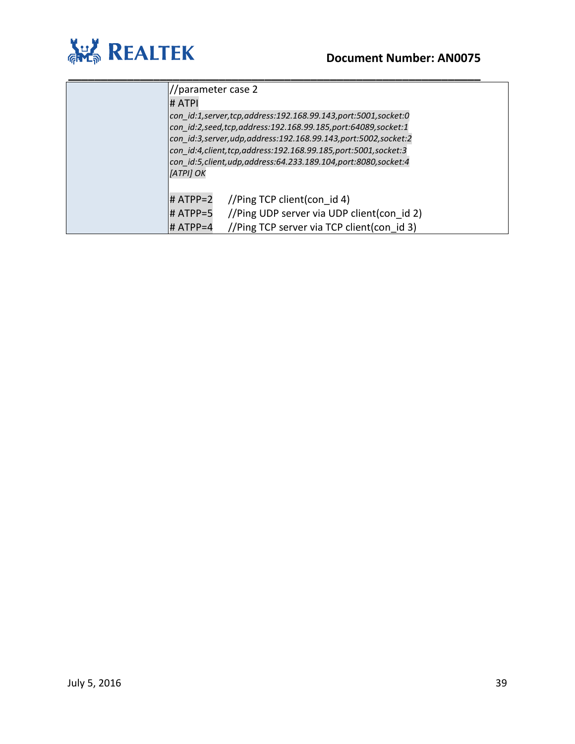| | |
|---|---|
| | //parameter case 2<br># ATPI<br>*con_id:1,server,tcp,address:192.168.99.143,port:5001,socket:0*<br>*con_id:2,seed,tcp,address:192.168.99.185,port:64089,socket:1*<br>*con_id:3,server,udp,address:192.168.99.143,port:5002,socket:2*<br>*con_id:4,client,tcp,address:192.168.99.185,port:5001,socket:3*<br>*con_id:5,client,udp,address:64.233.189.104,port:8080,socket:4*<br>*[ATPI] OK*<br><br># ATPP=2 //Ping TCP client(con_id 4)<br># ATPP=5 //Ping UDP server via UDP client(con_id 2)<br># ATPP=4 //Ping TCP server via TCP client(con_id 3) |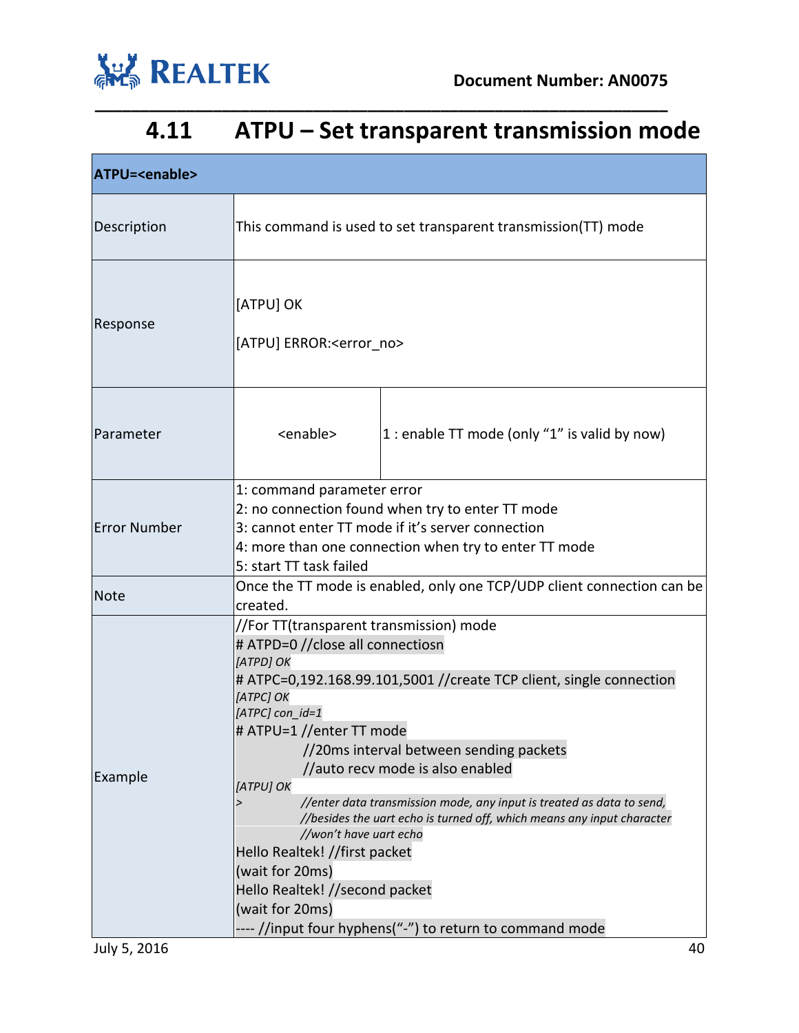## 4.11 ATPU – Set transparent transmission mode

| **ATPU=<enable>** | | |
|---|---|---|
| Description | This command is used to set transparent transmission(TT) mode | |
| Response | [ATPU] OK<br><br>[ATPU] ERROR:<error_no> | |
| Parameter | <enable> | 1 : enable TT mode (only "1" is valid by now) |
| Error Number | 1: command parameter error<br>2: no connection found when try to enter TT mode<br>3: cannot enter TT mode if it's server connection<br>4: more than one connection when try to enter TT mode<br>5: start TT task failed | |
| Note | Once the TT mode is enabled, only one TCP/UDP client connection can be created. | |
| Example | //For TT(transparent transmission) mode<br># ATPD=0 //close all connectiosn<br>*[ATPD] OK*<br># ATPC=0,192.168.99.101,5001 //create TCP client, single connection<br>*[ATPC] OK*<br>*[ATPC] con_id=1*<br># ATPU=1 //enter TT mode<br>//20ms interval between sending packets<br>//auto recv mode is also enabled<br>*[ATPU] OK*<br>*> //enter data transmission mode, any input is treated as data to send,*<br>*//besides the uart echo is turned off, which means any input character*<br>*//won't have uart echo*<br>Hello Realtek! //first packet<br>(wait for 20ms)<br>Hello Realtek! //second packet<br>(wait for 20ms)<br>---- //input four hyphens("-") to return to command mode | |

July 5, 2016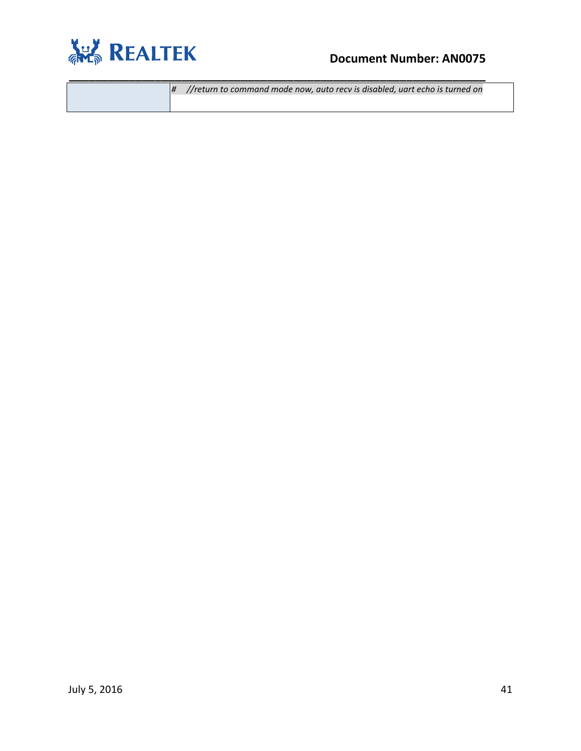|  | *#     //return to command mode now, auto recv is disabled, uart echo is turned on* |
|---|---|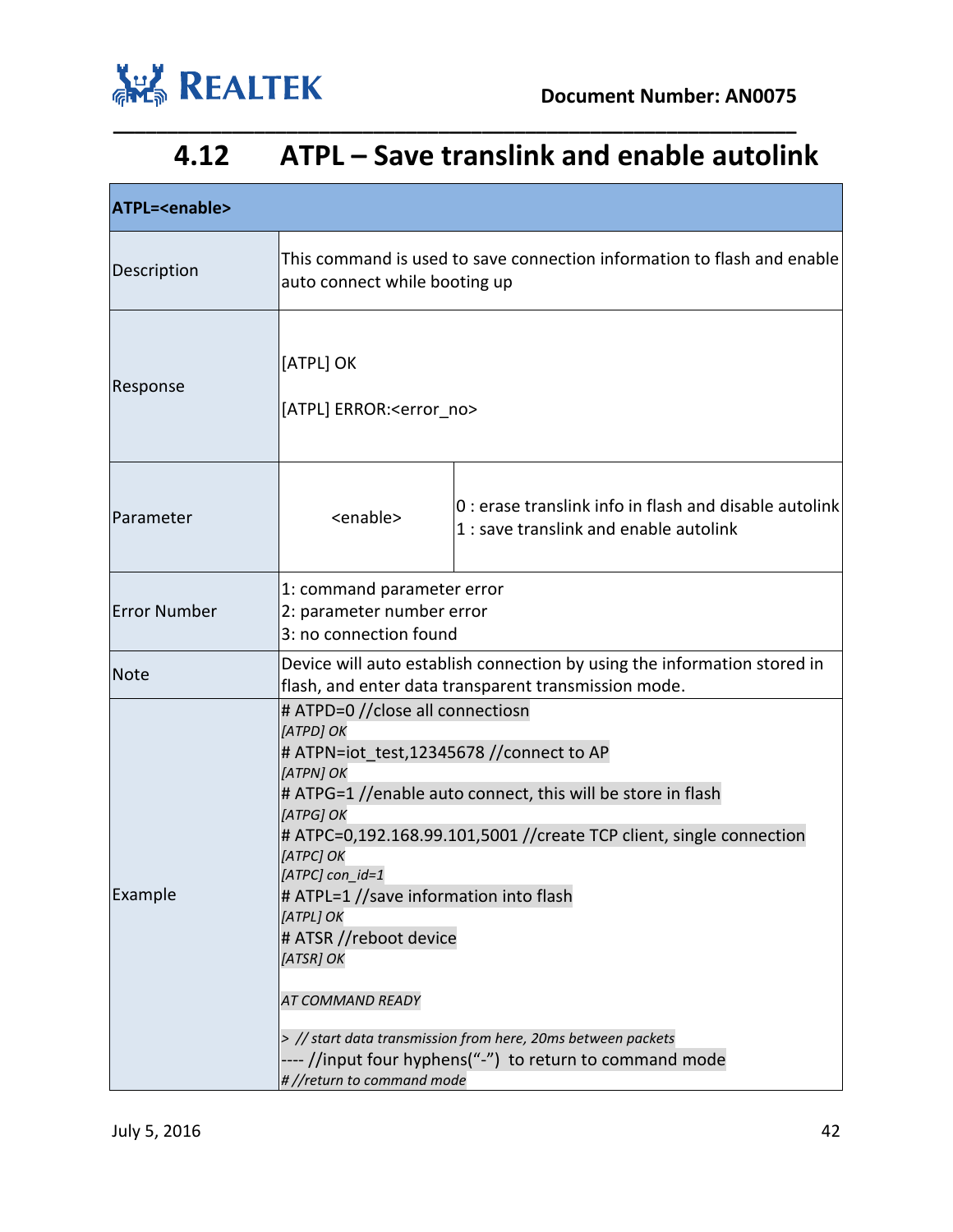## 4.12 ATPL – Save translink and enable autolink

| ATPL=<enable> | | |
|---|---|---|
| Description | This command is used to save connection information to flash and enable auto connect while booting up | |
| Response | [ATPL] OK<br><br>[ATPL] ERROR:<error_no> | |
| Parameter | <enable> | 0 : erase translink info in flash and disable autolink<br>1 : save translink and enable autolink |
| Error Number | 1: command parameter error<br>2: parameter number error<br>3: no connection found | |
| Note | Device will auto establish connection by using the information stored in flash, and enter data transparent transmission mode. | |
| Example | # ATPD=0 //close all connectiosn<br>*[ATPD] OK*<br># ATPN=iot_test,12345678 //connect to AP<br>*[ATPN] OK*<br># ATPG=1 //enable auto connect, this will be store in flash<br>*[ATPG] OK*<br># ATPC=0,192.168.99.101,5001 //create TCP client, single connection<br>*[ATPC] OK*<br>*[ATPC] con_id=1*<br># ATPL=1 //save information into flash<br>*[ATPL] OK*<br># ATSR //reboot device<br>*[ATSR] OK*<br><br>*AT COMMAND READY*<br><br>*> // start data transmission from here, 20ms between packets*<br>---- //input four hyphens(“-”) to return to command mode<br>*# //return to command mode* | |